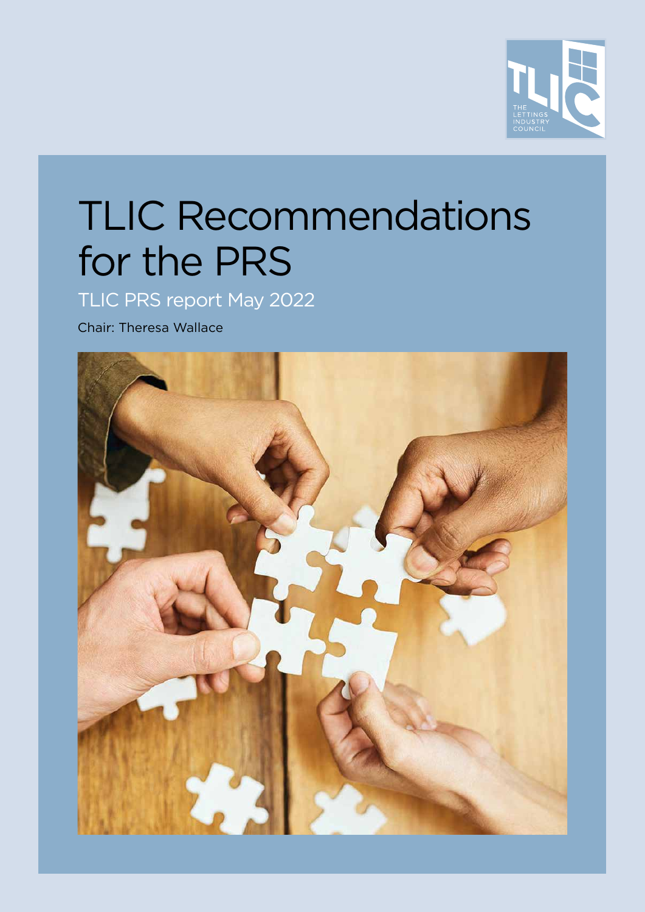THE LETTINGS INDUSTRY COUNCIL

# TLIC Recommendations for the PRS

## TLIC PRS report May 2022

Chair: Theresa Wallace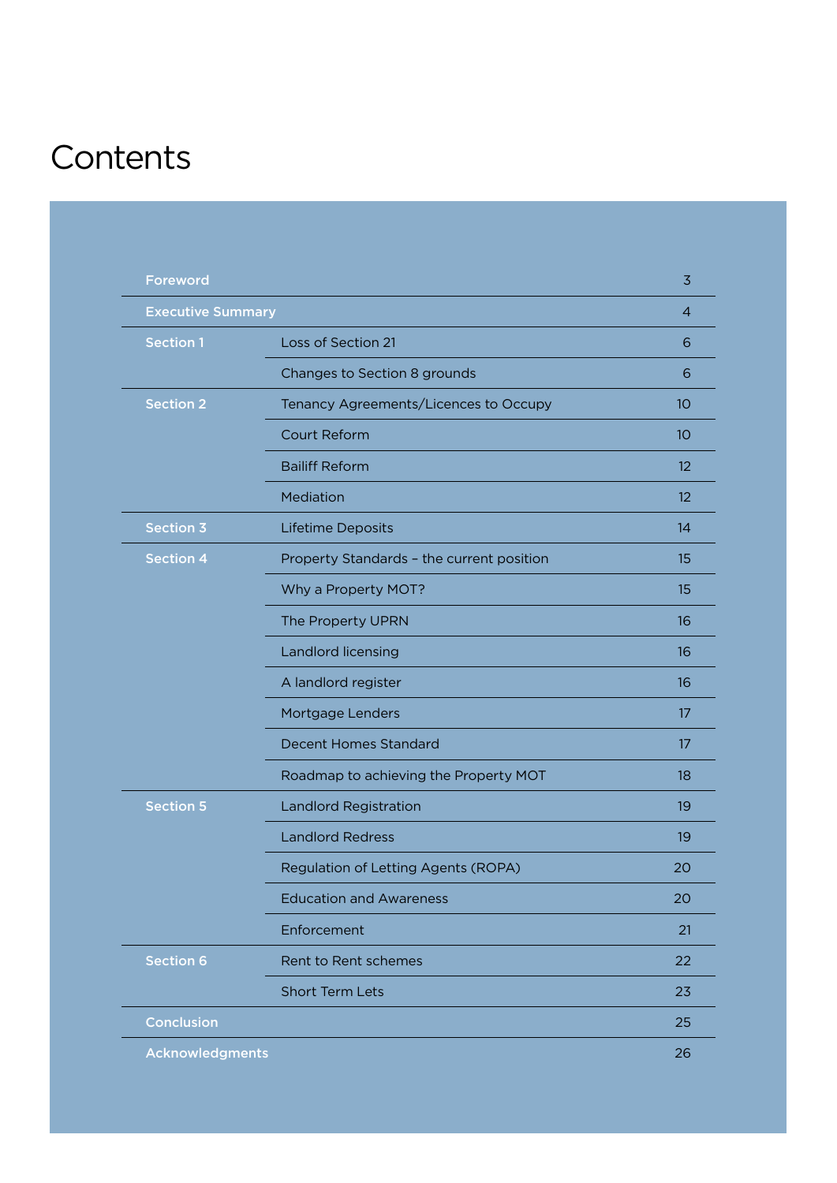# Contents

| Section | Title | Page |
|---|---|---|
| **Foreword** | | 3 |
| **Executive Summary** | | 4 |
| **Section 1** | Loss of Section 21 | 6 |
| | Changes to Section 8 grounds | 6 |
| **Section 2** | Tenancy Agreements/Licences to Occupy | 10 |
| | Court Reform | 10 |
| | Bailiff Reform | 12 |
| | Mediation | 12 |
| **Section 3** | Lifetime Deposits | 14 |
| **Section 4** | Property Standards – the current position | 15 |
| | Why a Property MOT? | 15 |
| | The Property UPRN | 16 |
| | Landlord licensing | 16 |
| | A landlord register | 16 |
| | Mortgage Lenders | 17 |
| | Decent Homes Standard | 17 |
| | Roadmap to achieving the Property MOT | 18 |
| **Section 5** | Landlord Registration | 19 |
| | Landlord Redress | 19 |
| | Regulation of Letting Agents (ROPA) | 20 |
| | Education and Awareness | 20 |
| | Enforcement | 21 |
| **Section 6** | Rent to Rent schemes | 22 |
| | Short Term Lets | 23 |
| **Conclusion** | | 25 |
| **Acknowledgments** | | 26 |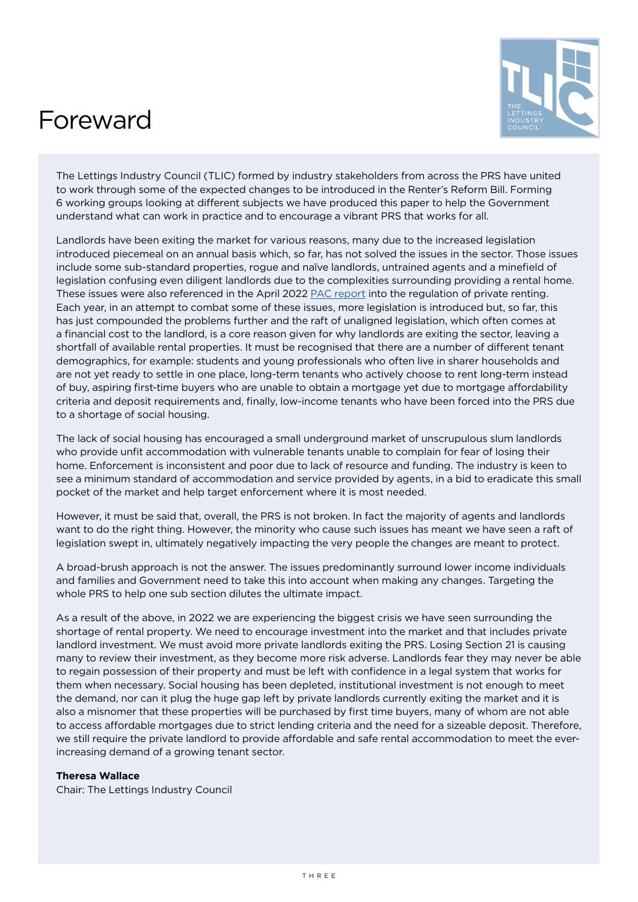# Foreward

The Lettings Industry Council (TLIC) formed by industry stakeholders from across the PRS have united to work through some of the expected changes to be introduced in the Renter's Reform Bill. Forming 6 working groups looking at different subjects we have produced this paper to help the Government understand what can work in practice and to encourage a vibrant PRS that works for all.

Landlords have been exiting the market for various reasons, many due to the increased legislation introduced piecemeal on an annual basis which, so far, has not solved the issues in the sector. Those issues include some sub-standard properties, rogue and naïve landlords, untrained agents and a minefield of legislation confusing even diligent landlords due to the complexities surrounding providing a rental home. These issues were also referenced in the April 2022 PAC report into the regulation of private renting. Each year, in an attempt to combat some of these issues, more legislation is introduced but, so far, this has just compounded the problems further and the raft of unaligned legislation, which often comes at a financial cost to the landlord, is a core reason given for why landlords are exiting the sector, leaving a shortfall of available rental properties. It must be recognised that there are a number of different tenant demographics, for example: students and young professionals who often live in sharer households and are not yet ready to settle in one place, long-term tenants who actively choose to rent long-term instead of buy, aspiring first-time buyers who are unable to obtain a mortgage yet due to mortgage affordability criteria and deposit requirements and, finally, low-income tenants who have been forced into the PRS due to a shortage of social housing.

The lack of social housing has encouraged a small underground market of unscrupulous slum landlords who provide unfit accommodation with vulnerable tenants unable to complain for fear of losing their home. Enforcement is inconsistent and poor due to lack of resource and funding. The industry is keen to see a minimum standard of accommodation and service provided by agents, in a bid to eradicate this small pocket of the market and help target enforcement where it is most needed.

However, it must be said that, overall, the PRS is not broken. In fact the majority of agents and landlords want to do the right thing. However, the minority who cause such issues has meant we have seen a raft of legislation swept in, ultimately negatively impacting the very people the changes are meant to protect.

A broad-brush approach is not the answer. The issues predominantly surround lower income individuals and families and Government need to take this into account when making any changes. Targeting the whole PRS to help one sub section dilutes the ultimate impact.

As a result of the above, in 2022 we are experiencing the biggest crisis we have seen surrounding the shortage of rental property. We need to encourage investment into the market and that includes private landlord investment. We must avoid more private landlords exiting the PRS. Losing Section 21 is causing many to review their investment, as they become more risk adverse. Landlords fear they may never be able to regain possession of their property and must be left with confidence in a legal system that works for them when necessary. Social housing has been depleted, institutional investment is not enough to meet the demand, nor can it plug the huge gap left by private landlords currently exiting the market and it is also a misnomer that these properties will be purchased by first time buyers, many of whom are not able to access affordable mortgages due to strict lending criteria and the need for a sizeable deposit. Therefore, we still require the private landlord to provide affordable and safe rental accommodation to meet the ever-increasing demand of a growing tenant sector.

**Theresa Wallace**
Chair: The Lettings Industry Council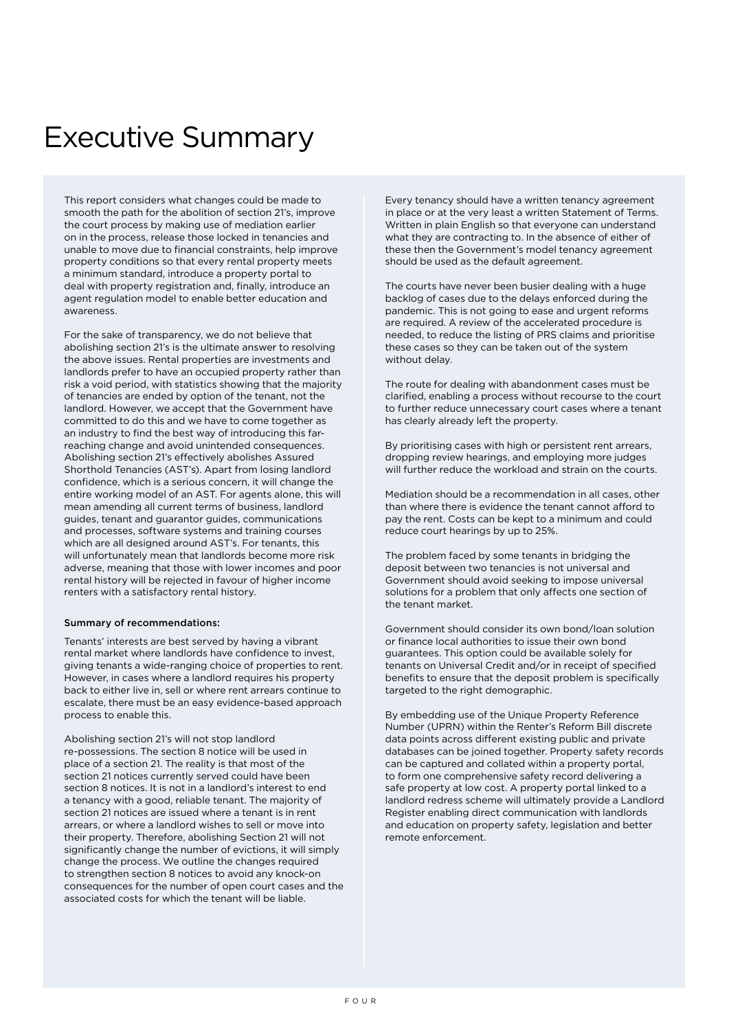# Executive Summary

This report considers what changes could be made to smooth the path for the abolition of section 21's, improve the court process by making use of mediation earlier on in the process, release those locked in tenancies and unable to move due to financial constraints, help improve property conditions so that every rental property meets a minimum standard, introduce a property portal to deal with property registration and, finally, introduce an agent regulation model to enable better education and awareness.

For the sake of transparency, we do not believe that abolishing section 21's is the ultimate answer to resolving the above issues. Rental properties are investments and landlords prefer to have an occupied property rather than risk a void period, with statistics showing that the majority of tenancies are ended by option of the tenant, not the landlord. However, we accept that the Government have committed to do this and we have to come together as an industry to find the best way of introducing this far-reaching change and avoid unintended consequences. Abolishing section 21's effectively abolishes Assured Shorthold Tenancies (AST's). Apart from losing landlord confidence, which is a serious concern, it will change the entire working model of an AST. For agents alone, this will mean amending all current terms of business, landlord guides, tenant and guarantor guides, communications and processes, software systems and training courses which are all designed around AST's. For tenants, this will unfortunately mean that landlords become more risk adverse, meaning that those with lower incomes and poor rental history will be rejected in favour of higher income renters with a satisfactory rental history.

**Summary of recommendations:**

Tenants' interests are best served by having a vibrant rental market where landlords have confidence to invest, giving tenants a wide-ranging choice of properties to rent. However, in cases where a landlord requires his property back to either live in, sell or where rent arrears continue to escalate, there must be an easy evidence-based approach process to enable this.

Abolishing section 21's will not stop landlord re-possessions. The section 8 notice will be used in place of a section 21. The reality is that most of the section 21 notices currently served could have been section 8 notices. It is not in a landlord's interest to end a tenancy with a good, reliable tenant. The majority of section 21 notices are issued where a tenant is in rent arrears, or where a landlord wishes to sell or move into their property. Therefore, abolishing Section 21 will not significantly change the number of evictions, it will simply change the process. We outline the changes required to strengthen section 8 notices to avoid any knock-on consequences for the number of open court cases and the associated costs for which the tenant will be liable.

Every tenancy should have a written tenancy agreement in place or at the very least a written Statement of Terms. Written in plain English so that everyone can understand what they are contracting to. In the absence of either of these then the Government's model tenancy agreement should be used as the default agreement.

The courts have never been busier dealing with a huge backlog of cases due to the delays enforced during the pandemic. This is not going to ease and urgent reforms are required. A review of the accelerated procedure is needed, to reduce the listing of PRS claims and prioritise these cases so they can be taken out of the system without delay.

The route for dealing with abandonment cases must be clarified, enabling a process without recourse to the court to further reduce unnecessary court cases where a tenant has clearly already left the property.

By prioritising cases with high or persistent rent arrears, dropping review hearings, and employing more judges will further reduce the workload and strain on the courts.

Mediation should be a recommendation in all cases, other than where there is evidence the tenant cannot afford to pay the rent. Costs can be kept to a minimum and could reduce court hearings by up to 25%.

The problem faced by some tenants in bridging the deposit between two tenancies is not universal and Government should avoid seeking to impose universal solutions for a problem that only affects one section of the tenant market.

Government should consider its own bond/loan solution or finance local authorities to issue their own bond guarantees. This option could be available solely for tenants on Universal Credit and/or in receipt of specified benefits to ensure that the deposit problem is specifically targeted to the right demographic.

By embedding use of the Unique Property Reference Number (UPRN) within the Renter's Reform Bill discrete data points across different existing public and private databases can be joined together. Property safety records can be captured and collated within a property portal, to form one comprehensive safety record delivering a safe property at low cost. A property portal linked to a landlord redress scheme will ultimately provide a Landlord Register enabling direct communication with landlords and education on property safety, legislation and better remote enforcement.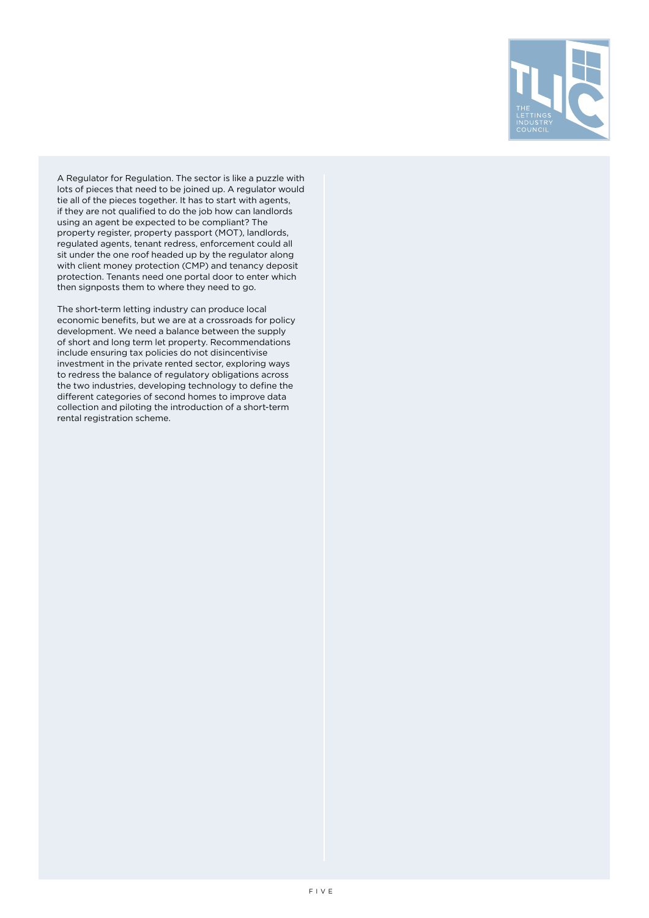A Regulator for Regulation. The sector is like a puzzle with lots of pieces that need to be joined up. A regulator would tie all of the pieces together. It has to start with agents, if they are not qualified to do the job how can landlords using an agent be expected to be compliant? The property register, property passport (MOT), landlords, regulated agents, tenant redress, enforcement could all sit under the one roof headed up by the regulator along with client money protection (CMP) and tenancy deposit protection. Tenants need one portal door to enter which then signposts them to where they need to go.

The short-term letting industry can produce local economic benefits, but we are at a crossroads for policy development. We need a balance between the supply of short and long term let property. Recommendations include ensuring tax policies do not disincentivise investment in the private rented sector, exploring ways to redress the balance of regulatory obligations across the two industries, developing technology to define the different categories of second homes to improve data collection and piloting the introduction of a short-term rental registration scheme.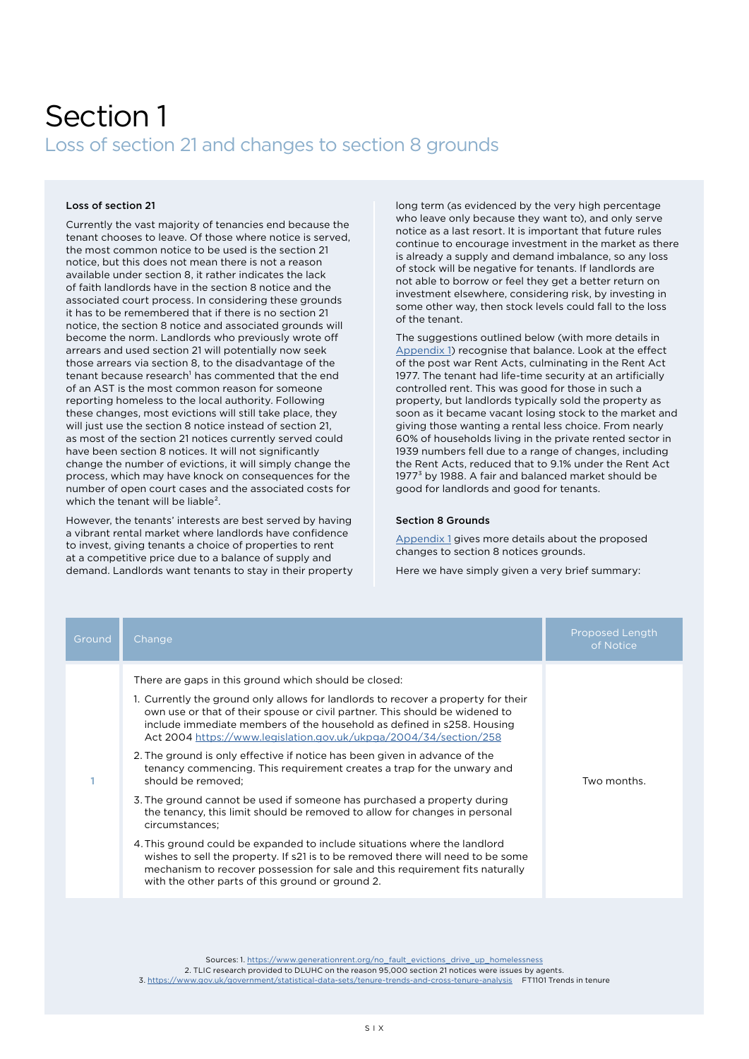# Section 1

## Loss of section 21 and changes to section 8 grounds

**Loss of section 21**

Currently the vast majority of tenancies end because the tenant chooses to leave. Of those where notice is served, the most common notice to be used is the section 21 notice, but this does not mean there is not a reason available under section 8, it rather indicates the lack of faith landlords have in the section 8 notice and the associated court process. In considering these grounds it has to be remembered that if there is no section 21 notice, the section 8 notice and associated grounds will become the norm. Landlords who previously wrote off arrears and used section 21 will potentially now seek those arrears via section 8, to the disadvantage of the tenant because research[1] has commented that the end of an AST is the most common reason for someone reporting homeless to the local authority. Following these changes, most evictions will still take place, they will just use the section 8 notice instead of section 21, as most of the section 21 notices currently served could have been section 8 notices. It will not significantly change the number of evictions, it will simply change the process, which may have knock on consequences for the number of open court cases and the associated costs for which the tenant will be liable[2].

However, the tenants' interests are best served by having a vibrant rental market where landlords have confidence to invest, giving tenants a choice of properties to rent at a competitive price due to a balance of supply and demand. Landlords want tenants to stay in their property long term (as evidenced by the very high percentage who leave only because they want to), and only serve notice as a last resort. It is important that future rules continue to encourage investment in the market as there is already a supply and demand imbalance, so any loss of stock will be negative for tenants. If landlords are not able to borrow or feel they get a better return on investment elsewhere, considering risk, by investing in some other way, then stock levels could fall to the loss of the tenant.

The suggestions outlined below (with more details in Appendix 1) recognise that balance. Look at the effect of the post war Rent Acts, culminating in the Rent Act 1977. The tenant had life-time security at an artificially controlled rent. This was good for those in such a property, but landlords typically sold the property as soon as it became vacant losing stock to the market and giving those wanting a rental less choice. From nearly 60% of households living in the private rented sector in 1939 numbers fell due to a range of changes, including the Rent Acts, reduced that to 9.1% under the Rent Act 1977[3] by 1988. A fair and balanced market should be good for landlords and good for tenants.

**Section 8 Grounds**

Appendix 1 gives more details about the proposed changes to section 8 notices grounds.

Here we have simply given a very brief summary:

| Ground | Change | Proposed Length of Notice |
|---|---|---|
| 1 | There are gaps in this ground which should be closed:<br>1. Currently the ground only allows for landlords to recover a property for their own use or that of their spouse or civil partner. This should be widened to include immediate members of the household as defined in s258. Housing Act 2004 https://www.legislation.gov.uk/ukpga/2004/34/section/258<br>2. The ground is only effective if notice has been given in advance of the tenancy commencing. This requirement creates a trap for the unwary and should be removed;<br>3. The ground cannot be used if someone has purchased a property during the tenancy, this limit should be removed to allow for changes in personal circumstances;<br>4. This ground could be expanded to include situations where the landlord wishes to sell the property. If s21 is to be removed there will need to be some mechanism to recover possession for sale and this requirement fits naturally with the other parts of this ground or ground 2. | Two months. |

Sources: 1. https://www.generationrent.org/no_fault_evictions_drive_up_homelessness
2. TLIC research provided to DLUHC on the reason 95,000 section 21 notices were issues by agents.
3. https://www.gov.uk/government/statistical-data-sets/tenure-trends-and-cross-tenure-analysis FT1101 Trends in tenure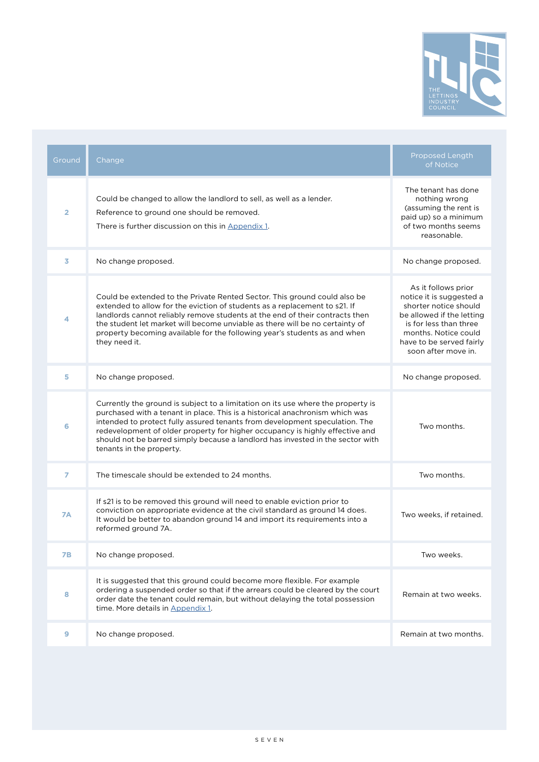| Ground | Change | Proposed Length of Notice |
|---|---|---|
| 2 | Could be changed to allow the landlord to sell, as well as a lender.<br>Reference to ground one should be removed.<br>There is further discussion on this in Appendix 1. | The tenant has done nothing wrong (assuming the rent is paid up) so a minimum of two months seems reasonable. |
| 3 | No change proposed. | No change proposed. |
| 4 | Could be extended to the Private Rented Sector. This ground could also be extended to allow for the eviction of students as a replacement to s21. If landlords cannot reliably remove students at the end of their contracts then the student let market will become unviable as there will be no certainty of property becoming available for the following year's students as and when they need it. | As it follows prior notice it is suggested a shorter notice should be allowed if the letting is for less than three months. Notice could have to be served fairly soon after move in. |
| 5 | No change proposed. | No change proposed. |
| 6 | Currently the ground is subject to a limitation on its use where the property is purchased with a tenant in place. This is a historical anachronism which was intended to protect fully assured tenants from development speculation. The redevelopment of older property for higher occupancy is highly effective and should not be barred simply because a landlord has invested in the sector with tenants in the property. | Two months. |
| 7 | The timescale should be extended to 24 months. | Two months. |
| 7A | If s21 is to be removed this ground will need to enable eviction prior to conviction on appropriate evidence at the civil standard as ground 14 does. It would be better to abandon ground 14 and import its requirements into a reformed ground 7A. | Two weeks, if retained. |
| 7B | No change proposed. | Two weeks. |
| 8 | It is suggested that this ground could become more flexible. For example ordering a suspended order so that if the arrears could be cleared by the court order date the tenant could remain, but without delaying the total possession time. More details in Appendix 1. | Remain at two weeks. |
| 9 | No change proposed. | Remain at two months. |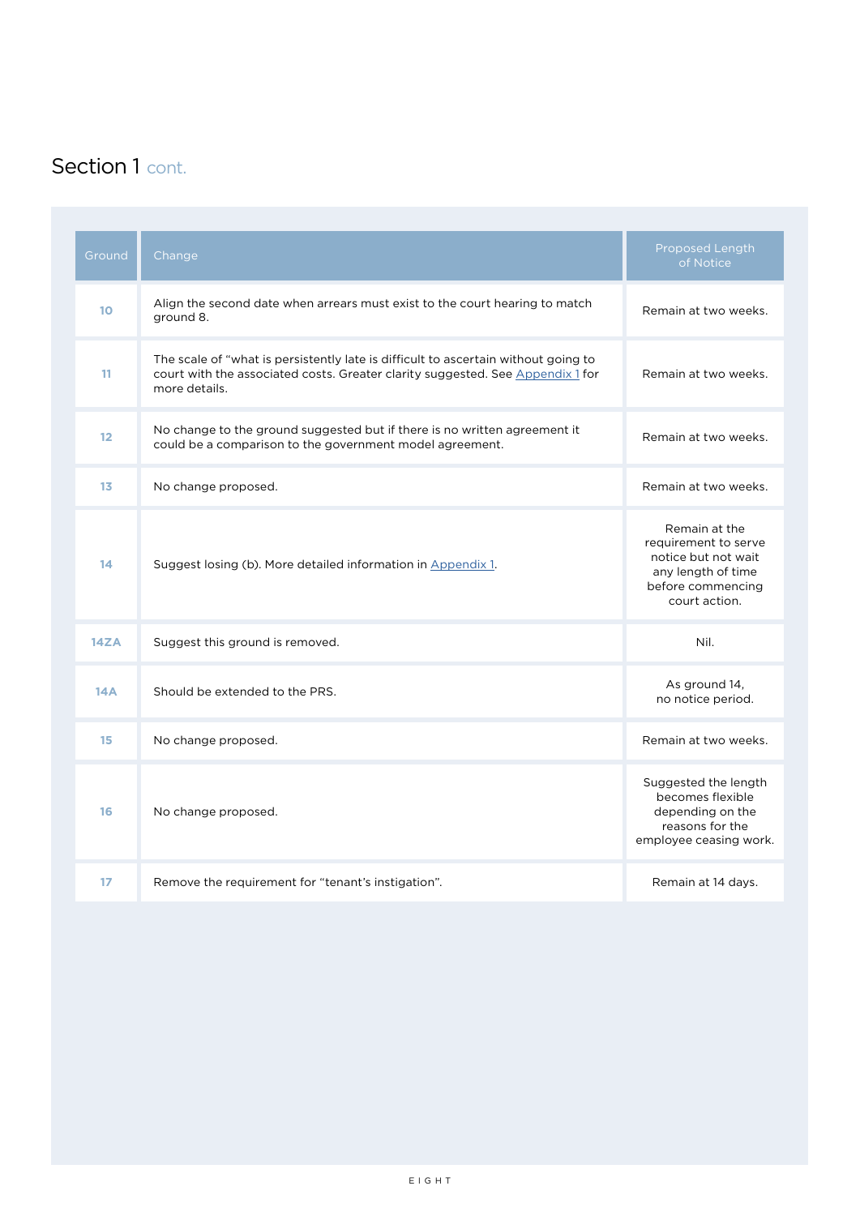## Section 1 cont.

| Ground | Change | Proposed Length of Notice |
|---|---|---|
| 10 | Align the second date when arrears must exist to the court hearing to match ground 8. | Remain at two weeks. |
| 11 | The scale of "what is persistently late is difficult to ascertain without going to court with the associated costs. Greater clarity suggested. See Appendix 1 for more details. | Remain at two weeks. |
| 12 | No change to the ground suggested but if there is no written agreement it could be a comparison to the government model agreement. | Remain at two weeks. |
| 13 | No change proposed. | Remain at two weeks. |
| 14 | Suggest losing (b). More detailed information in Appendix 1. | Remain at the requirement to serve notice but not wait any length of time before commencing court action. |
| 14ZA | Suggest this ground is removed. | Nil. |
| 14A | Should be extended to the PRS. | As ground 14, no notice period. |
| 15 | No change proposed. | Remain at two weeks. |
| 16 | No change proposed. | Suggested the length becomes flexible depending on the reasons for the employee ceasing work. |
| 17 | Remove the requirement for "tenant's instigation". | Remain at 14 days. |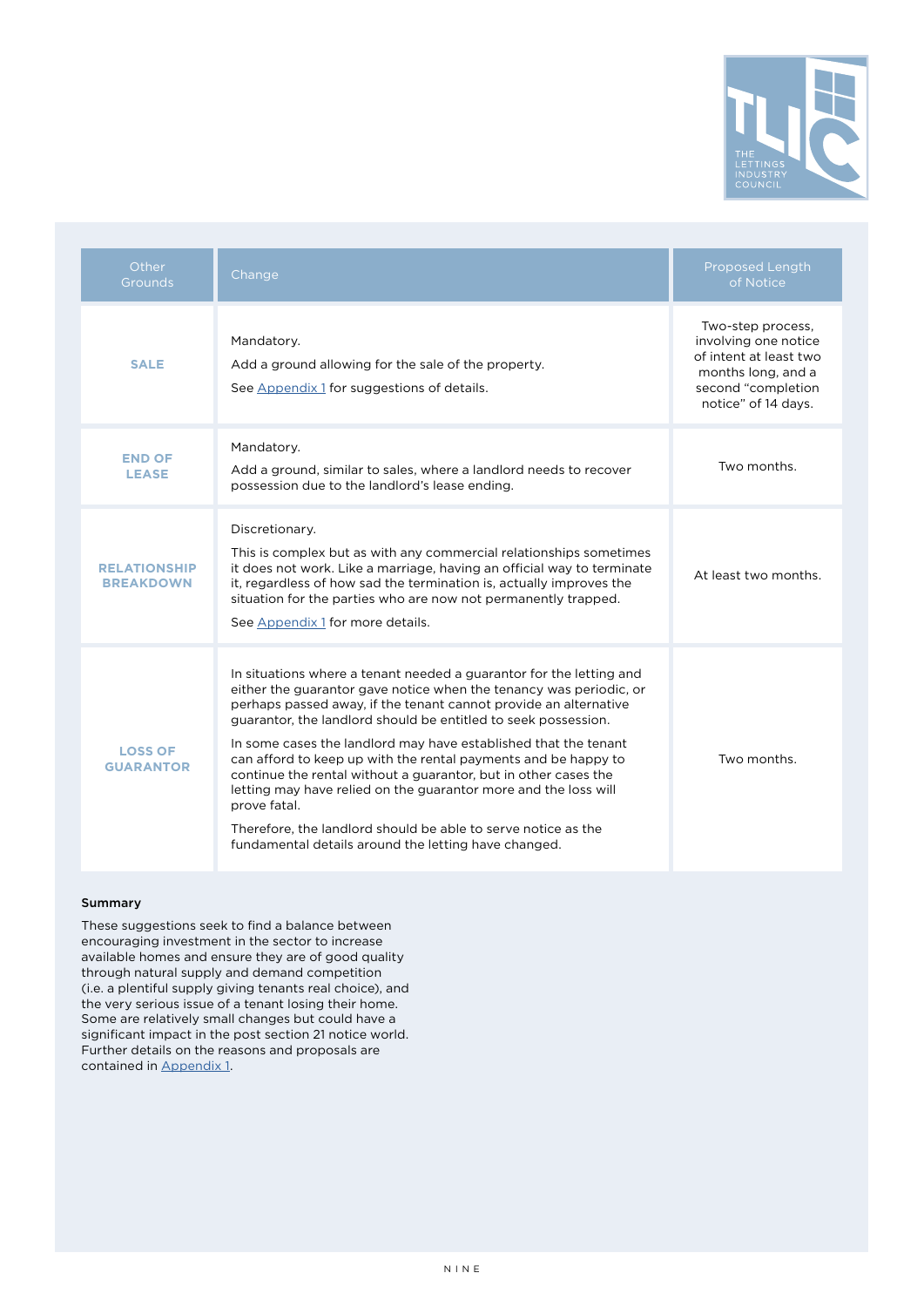| Other Grounds | Change | Proposed Length of Notice |
|---|---|---|
| **SALE** | Mandatory.<br>Add a ground allowing for the sale of the property.<br>See Appendix 1 for suggestions of details. | Two-step process, involving one notice of intent at least two months long, and a second "completion notice" of 14 days. |
| **END OF LEASE** | Mandatory.<br>Add a ground, similar to sales, where a landlord needs to recover possession due to the landlord's lease ending. | Two months. |
| **RELATIONSHIP BREAKDOWN** | Discretionary.<br>This is complex but as with any commercial relationships sometimes it does not work. Like a marriage, having an official way to terminate it, regardless of how sad the termination is, actually improves the situation for the parties who are now not permanently trapped.<br>See Appendix 1 for more details. | At least two months. |
| **LOSS OF GUARANTOR** | In situations where a tenant needed a guarantor for the letting and either the guarantor gave notice when the tenancy was periodic, or perhaps passed away, if the tenant cannot provide an alternative guarantor, the landlord should be entitled to seek possession.<br>In some cases the landlord may have established that the tenant can afford to keep up with the rental payments and be happy to continue the rental without a guarantor, but in other cases the letting may have relied on the guarantor more and the loss will prove fatal.<br>Therefore, the landlord should be able to serve notice as the fundamental details around the letting have changed. | Two months. |

**Summary**

These suggestions seek to find a balance between encouraging investment in the sector to increase available homes and ensure they are of good quality through natural supply and demand competition (i.e. a plentiful supply giving tenants real choice), and the very serious issue of a tenant losing their home. Some are relatively small changes but could have a significant impact in the post section 21 notice world. Further details on the reasons and proposals are contained in Appendix 1.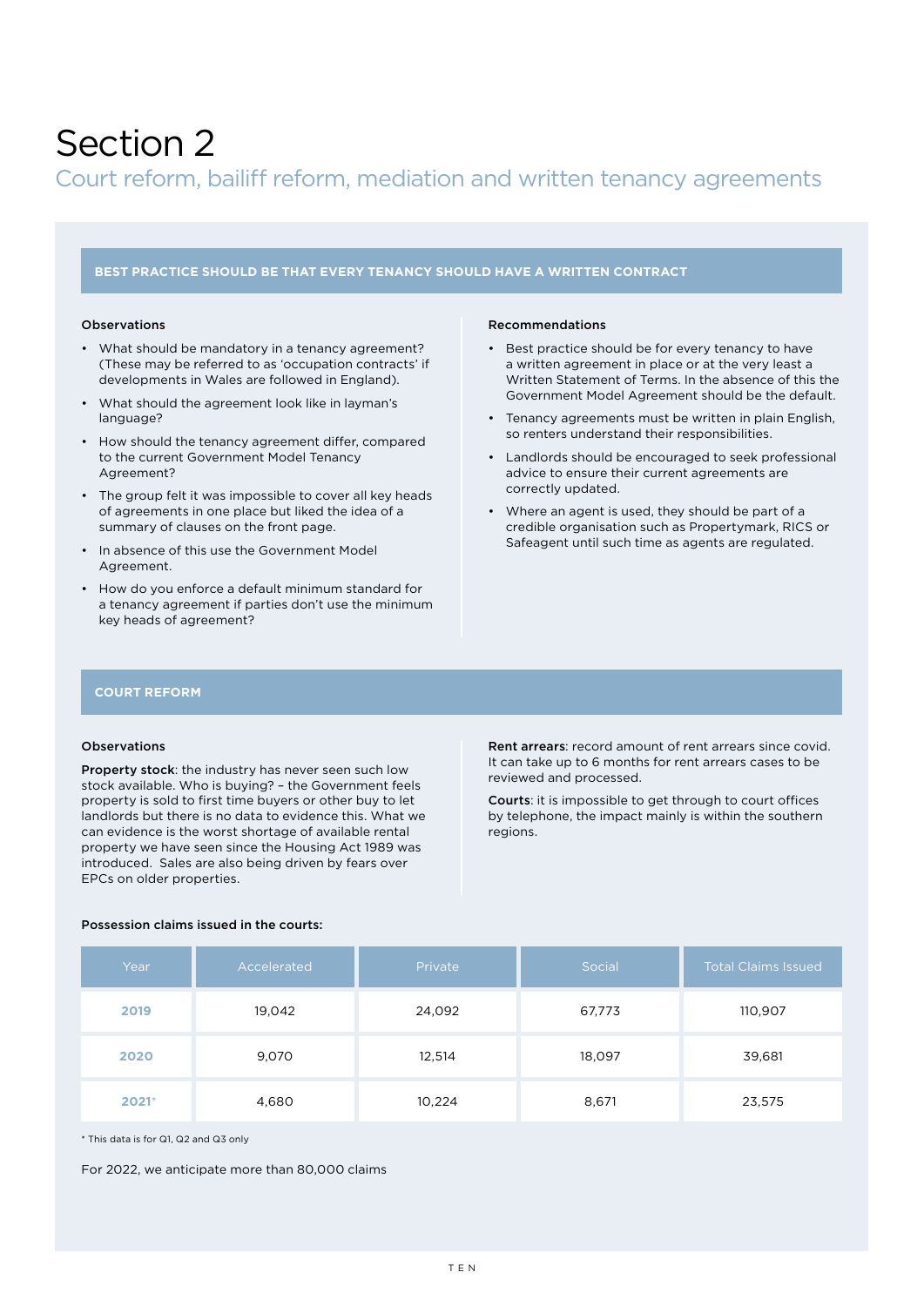# Section 2

## Court reform, bailiff reform, mediation and written tenancy agreements

### BEST PRACTICE SHOULD BE THAT EVERY TENANCY SHOULD HAVE A WRITTEN CONTRACT

**Observations**

- What should be mandatory in a tenancy agreement? (These may be referred to as 'occupation contracts' if developments in Wales are followed in England).
- What should the agreement look like in layman's language?
- How should the tenancy agreement differ, compared to the current Government Model Tenancy Agreement?
- The group felt it was impossible to cover all key heads of agreements in one place but liked the idea of a summary of clauses on the front page.
- In absence of this use the Government Model Agreement.
- How do you enforce a default minimum standard for a tenancy agreement if parties don't use the minimum key heads of agreement?

**Recommendations**

- Best practice should be for every tenancy to have a written agreement in place or at the very least a Written Statement of Terms. In the absence of this the Government Model Agreement should be the default.
- Tenancy agreements must be written in plain English, so renters understand their responsibilities.
- Landlords should be encouraged to seek professional advice to ensure their current agreements are correctly updated.
- Where an agent is used, they should be part of a credible organisation such as Propertymark, RICS or Safeagent until such time as agents are regulated.

### COURT REFORM

**Observations**

**Property stock**: the industry has never seen such low stock available. Who is buying? – the Government feels property is sold to first time buyers or other buy to let landlords but there is no data to evidence this. What we can evidence is the worst shortage of available rental property we have seen since the Housing Act 1989 was introduced. Sales are also being driven by fears over EPCs on older properties.

**Rent arrears**: record amount of rent arrears since covid. It can take up to 6 months for rent arrears cases to be reviewed and processed.

**Courts**: it is impossible to get through to court offices by telephone, the impact mainly is within the southern regions.

**Possession claims issued in the courts:**

| Year | Accelerated | Private | Social | Total Claims Issued |
|---|---|---|---|---|
| 2019 | 19,042 | 24,092 | 67,773 | 110,907 |
| 2020 | 9,070 | 12,514 | 18,097 | 39,681 |
| 2021* | 4,680 | 10,224 | 8,671 | 23,575 |

\* This data is for Q1, Q2 and Q3 only

For 2022, we anticipate more than 80,000 claims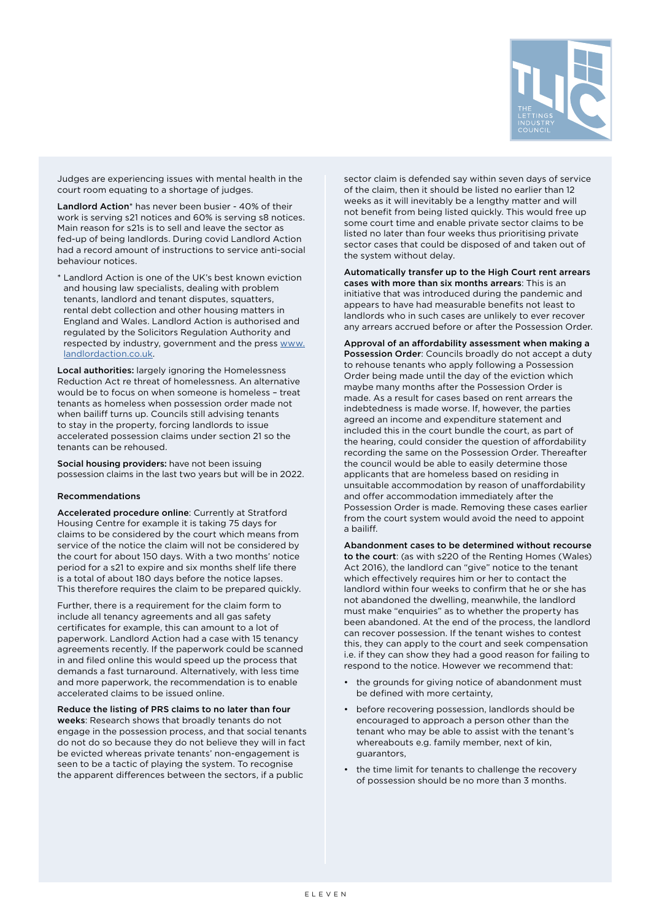Judges are experiencing issues with mental health in the court room equating to a shortage of judges.

**Landlord Action*** has never been busier - 40% of their work is serving s21 notices and 60% is serving s8 notices. Main reason for s21s is to sell and leave the sector as fed-up of being landlords. During covid Landlord Action had a record amount of instructions to service anti-social behaviour notices.

* Landlord Action is one of the UK's best known eviction and housing law specialists, dealing with problem tenants, landlord and tenant disputes, squatters, rental debt collection and other housing matters in England and Wales. Landlord Action is authorised and regulated by the Solicitors Regulation Authority and respected by industry, government and the press [www.landlordaction.co.uk](http://www.landlordaction.co.uk).

**Local authorities:** largely ignoring the Homelessness Reduction Act re threat of homelessness. An alternative would be to focus on when someone is homeless – treat tenants as homeless when possession order made not when bailiff turns up. Councils still advising tenants to stay in the property, forcing landlords to issue accelerated possession claims under section 21 so the tenants can be rehoused.

**Social housing providers:** have not been issuing possession claims in the last two years but will be in 2022.

**Recommendations**

**Accelerated procedure online**: Currently at Stratford Housing Centre for example it is taking 75 days for claims to be considered by the court which means from service of the notice the claim will not be considered by the court for about 150 days. With a two months' notice period for a s21 to expire and six months shelf life there is a total of about 180 days before the notice lapses. This therefore requires the claim to be prepared quickly.

Further, there is a requirement for the claim form to include all tenancy agreements and all gas safety certificates for example, this can amount to a lot of paperwork. Landlord Action had a case with 15 tenancy agreements recently. If the paperwork could be scanned in and filed online this would speed up the process that demands a fast turnaround. Alternatively, with less time and more paperwork, the recommendation is to enable accelerated claims to be issued online.

**Reduce the listing of PRS claims to no later than four weeks**: Research shows that broadly tenants do not engage in the possession process, and that social tenants do not do so because they do not believe they will in fact be evicted whereas private tenants' non-engagement is seen to be a tactic of playing the system. To recognise the apparent differences between the sectors, if a public sector claim is defended say within seven days of service of the claim, then it should be listed no earlier than 12 weeks as it will inevitably be a lengthy matter and will not benefit from being listed quickly. This would free up some court time and enable private sector claims to be listed no later than four weeks thus prioritising private sector cases that could be disposed of and taken out of the system without delay.

**Automatically transfer up to the High Court rent arrears cases with more than six months arrears**: This is an initiative that was introduced during the pandemic and appears to have had measurable benefits not least to landlords who in such cases are unlikely to ever recover any arrears accrued before or after the Possession Order.

**Approval of an affordability assessment when making a Possession Order**: Councils broadly do not accept a duty to rehouse tenants who apply following a Possession Order being made until the day of the eviction which maybe many months after the Possession Order is made. As a result for cases based on rent arrears the indebtedness is made worse. If, however, the parties agreed an income and expenditure statement and included this in the court bundle the court, as part of the hearing, could consider the question of affordability recording the same on the Possession Order. Thereafter the council would be able to easily determine those applicants that are homeless based on residing in unsuitable accommodation by reason of unaffordability and offer accommodation immediately after the Possession Order is made. Removing these cases earlier from the court system would avoid the need to appoint a bailiff.

**Abandonment cases to be determined without recourse to the court**: (as with s220 of the Renting Homes (Wales) Act 2016), the landlord can "give" notice to the tenant which effectively requires him or her to contact the landlord within four weeks to confirm that he or she has not abandoned the dwelling, meanwhile, the landlord must make "enquiries" as to whether the property has been abandoned. At the end of the process, the landlord can recover possession. If the tenant wishes to contest this, they can apply to the court and seek compensation i.e. if they can show they had a good reason for failing to respond to the notice. However we recommend that:

- the grounds for giving notice of abandonment must be defined with more certainty,
- before recovering possession, landlords should be encouraged to approach a person other than the tenant who may be able to assist with the tenant's whereabouts e.g. family member, next of kin, guarantors,
- the time limit for tenants to challenge the recovery of possession should be no more than 3 months.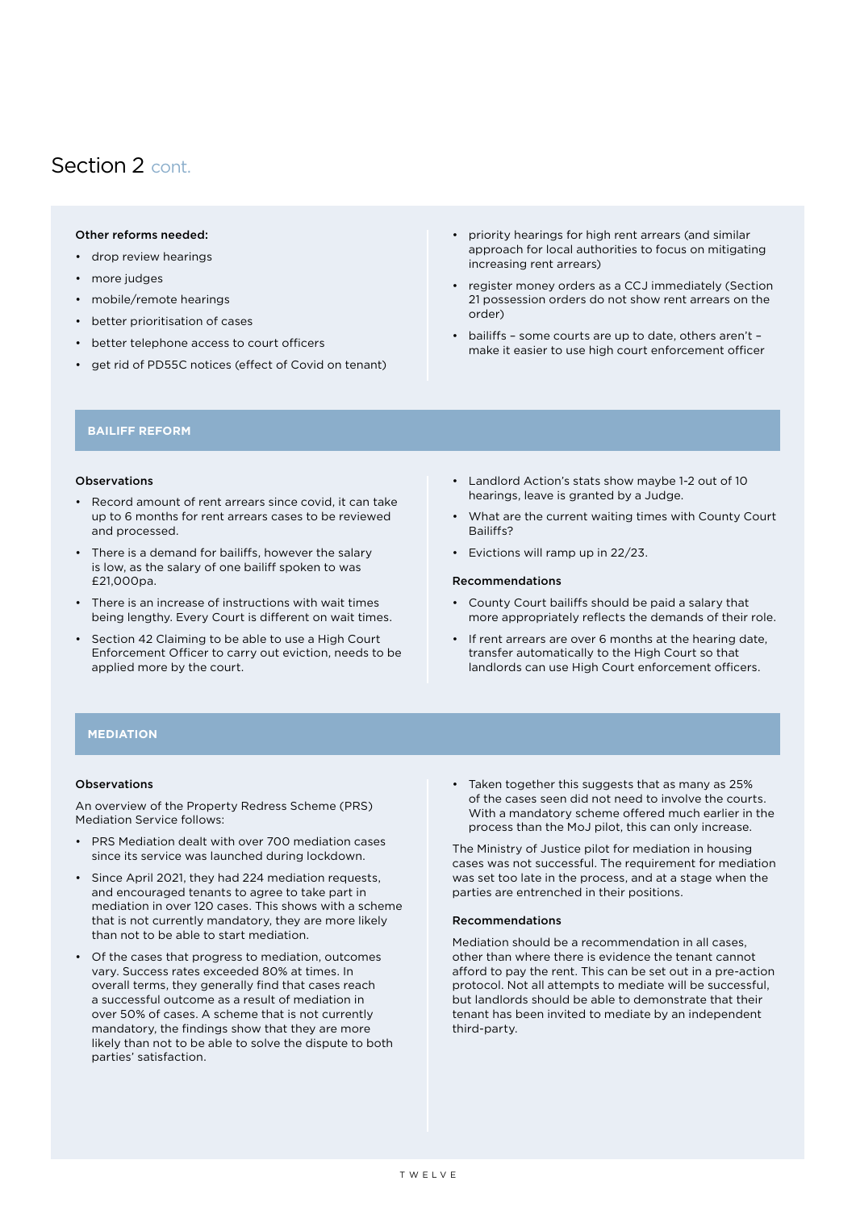# Section 2 cont.

**Other reforms needed:**

- drop review hearings
- more judges
- mobile/remote hearings
- better prioritisation of cases
- better telephone access to court officers
- get rid of PD55C notices (effect of Covid on tenant)
- priority hearings for high rent arrears (and similar approach for local authorities to focus on mitigating increasing rent arrears)
- register money orders as a CCJ immediately (Section 21 possession orders do not show rent arrears on the order)
- bailiffs – some courts are up to date, others aren't – make it easier to use high court enforcement officer

## BAILIFF REFORM

### Observations

- Record amount of rent arrears since covid, it can take up to 6 months for rent arrears cases to be reviewed and processed.
- There is a demand for bailiffs, however the salary is low, as the salary of one bailiff spoken to was £21,000pa.
- There is an increase of instructions with wait times being lengthy. Every Court is different on wait times.
- Section 42 Claiming to be able to use a High Court Enforcement Officer to carry out eviction, needs to be applied more by the court.
- Landlord Action's stats show maybe 1-2 out of 10 hearings, leave is granted by a Judge.
- What are the current waiting times with County Court Bailiffs?
- Evictions will ramp up in 22/23.

### Recommendations

- County Court bailiffs should be paid a salary that more appropriately reflects the demands of their role.
- If rent arrears are over 6 months at the hearing date, transfer automatically to the High Court so that landlords can use High Court enforcement officers.

## MEDIATION

### Observations

An overview of the Property Redress Scheme (PRS) Mediation Service follows:

- PRS Mediation dealt with over 700 mediation cases since its service was launched during lockdown.
- Since April 2021, they had 224 mediation requests, and encouraged tenants to agree to take part in mediation in over 120 cases. This shows with a scheme that is not currently mandatory, they are more likely than not to be able to start mediation.
- Of the cases that progress to mediation, outcomes vary. Success rates exceeded 80% at times. In overall terms, they generally find that cases reach a successful outcome as a result of mediation in over 50% of cases. A scheme that is not currently mandatory, the findings show that they are more likely than not to be able to solve the dispute to both parties' satisfaction.
- Taken together this suggests that as many as 25% of the cases seen did not need to involve the courts. With a mandatory scheme offered much earlier in the process than the MoJ pilot, this can only increase.

The Ministry of Justice pilot for mediation in housing cases was not successful. The requirement for mediation was set too late in the process, and at a stage when the parties are entrenched in their positions.

### Recommendations

Mediation should be a recommendation in all cases, other than where there is evidence the tenant cannot afford to pay the rent. This can be set out in a pre-action protocol. Not all attempts to mediate will be successful, but landlords should be able to demonstrate that their tenant has been invited to mediate by an independent third-party.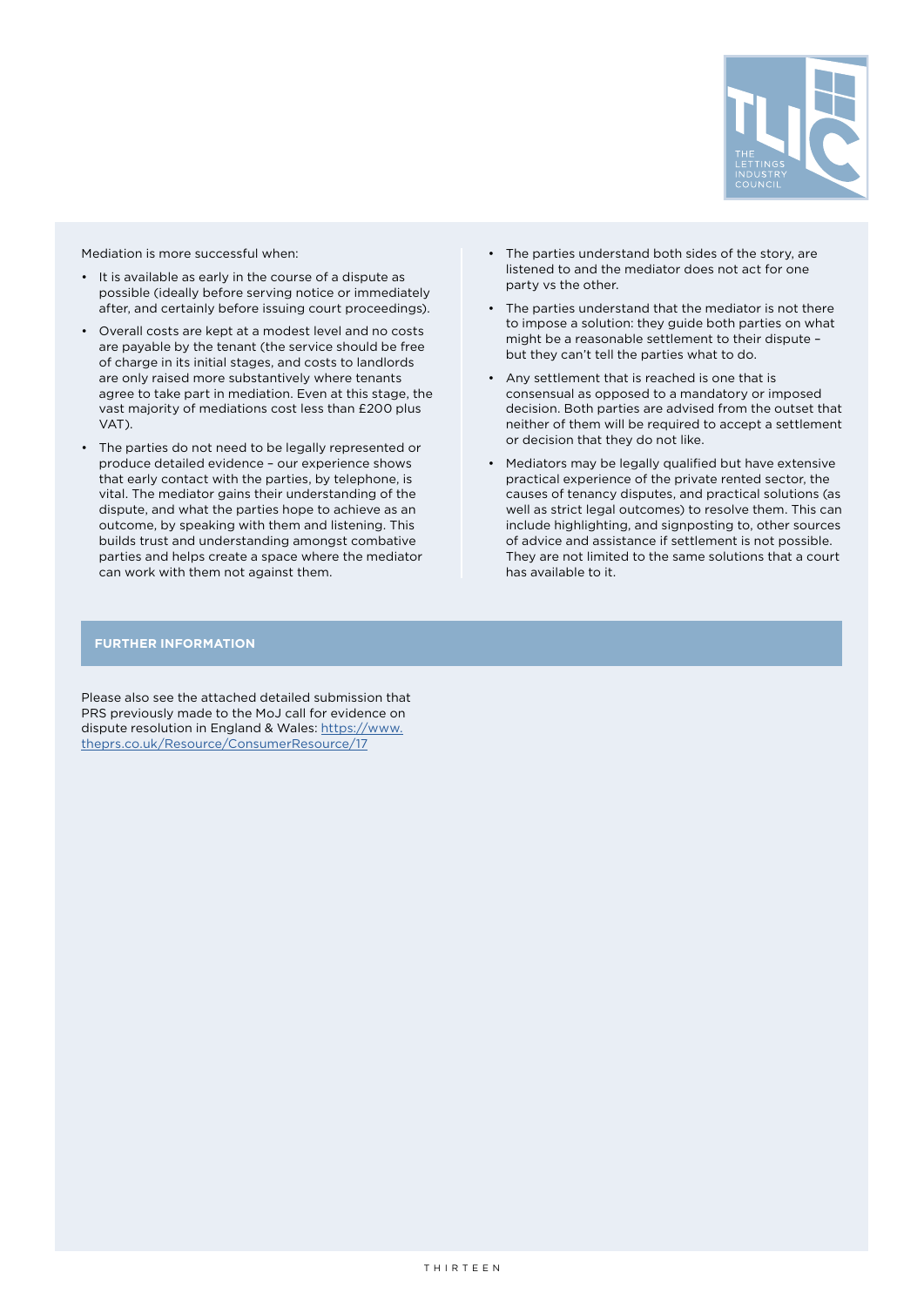Mediation is more successful when:

- It is available as early in the course of a dispute as possible (ideally before serving notice or immediately after, and certainly before issuing court proceedings).
- Overall costs are kept at a modest level and no costs are payable by the tenant (the service should be free of charge in its initial stages, and costs to landlords are only raised more substantively where tenants agree to take part in mediation. Even at this stage, the vast majority of mediations cost less than £200 plus VAT).
- The parties do not need to be legally represented or produce detailed evidence – our experience shows that early contact with the parties, by telephone, is vital. The mediator gains their understanding of the dispute, and what the parties hope to achieve as an outcome, by speaking with them and listening. This builds trust and understanding amongst combative parties and helps create a space where the mediator can work with them not against them.
- The parties understand both sides of the story, are listened to and the mediator does not act for one party vs the other.
- The parties understand that the mediator is not there to impose a solution: they guide both parties on what might be a reasonable settlement to their dispute – but they can't tell the parties what to do.
- Any settlement that is reached is one that is consensual as opposed to a mandatory or imposed decision. Both parties are advised from the outset that neither of them will be required to accept a settlement or decision that they do not like.
- Mediators may be legally qualified but have extensive practical experience of the private rented sector, the causes of tenancy disputes, and practical solutions (as well as strict legal outcomes) to resolve them. This can include highlighting, and signposting to, other sources of advice and assistance if settlement is not possible. They are not limited to the same solutions that a court has available to it.

## FURTHER INFORMATION

Please also see the attached detailed submission that PRS previously made to the MoJ call for evidence on dispute resolution in England & Wales: https://www.theprs.co.uk/Resource/ConsumerResource/17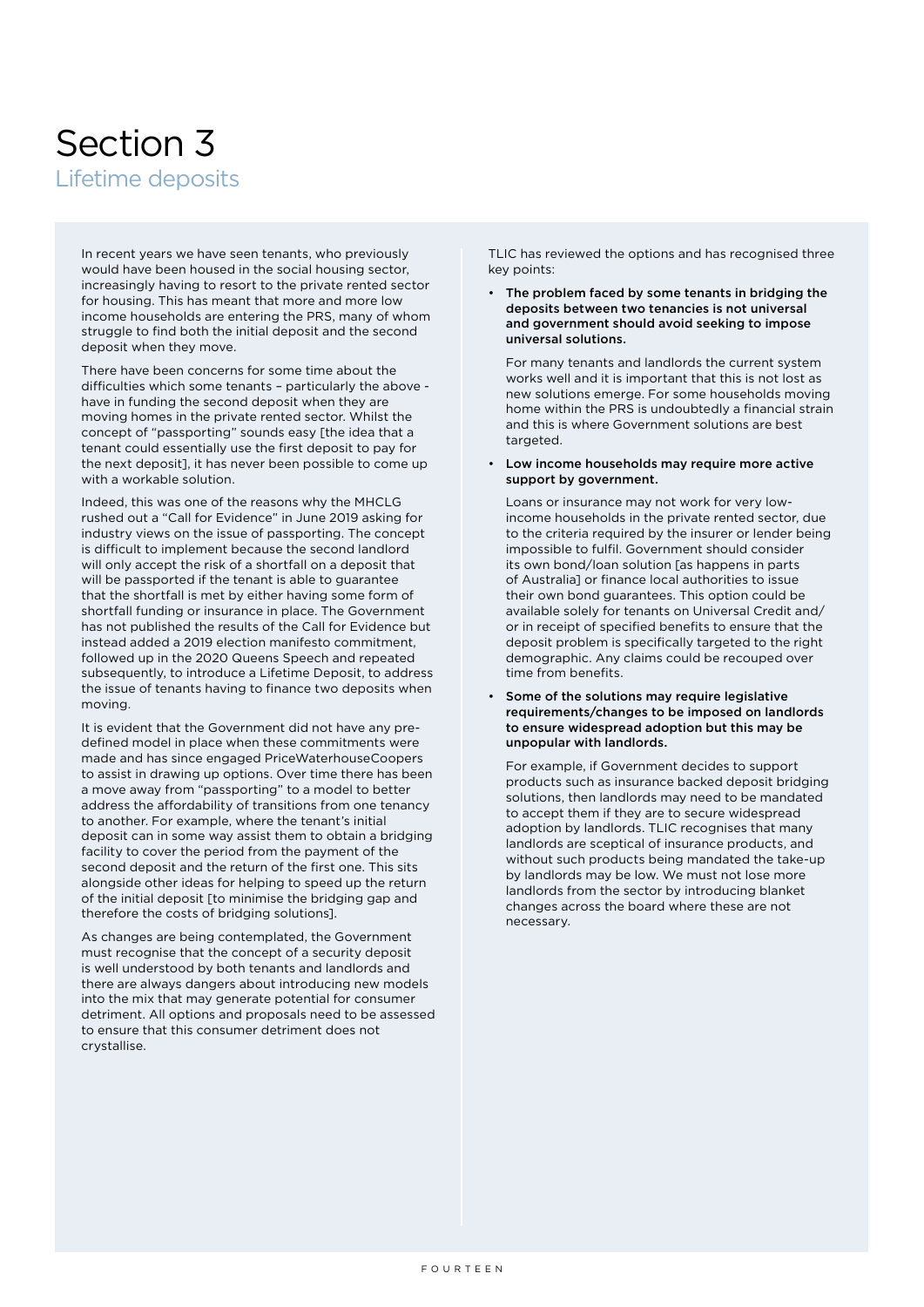# Section 3

## Lifetime deposits

In recent years we have seen tenants, who previously would have been housed in the social housing sector, increasingly having to resort to the private rented sector for housing. This has meant that more and more low income households are entering the PRS, many of whom struggle to find both the initial deposit and the second deposit when they move.

There have been concerns for some time about the difficulties which some tenants – particularly the above - have in funding the second deposit when they are moving homes in the private rented sector. Whilst the concept of "passporting" sounds easy [the idea that a tenant could essentially use the first deposit to pay for the next deposit], it has never been possible to come up with a workable solution.

Indeed, this was one of the reasons why the MHCLG rushed out a "Call for Evidence" in June 2019 asking for industry views on the issue of passporting. The concept is difficult to implement because the second landlord will only accept the risk of a shortfall on a deposit that will be passported if the tenant is able to guarantee that the shortfall is met by either having some form of shortfall funding or insurance in place. The Government has not published the results of the Call for Evidence but instead added a 2019 election manifesto commitment, followed up in the 2020 Queens Speech and repeated subsequently, to introduce a Lifetime Deposit, to address the issue of tenants having to finance two deposits when moving.

It is evident that the Government did not have any pre-defined model in place when these commitments were made and has since engaged PriceWaterhouseCoopers to assist in drawing up options. Over time there has been a move away from "passporting" to a model to better address the affordability of transitions from one tenancy to another. For example, where the tenant's initial deposit can in some way assist them to obtain a bridging facility to cover the period from the payment of the second deposit and the return of the first one. This sits alongside other ideas for helping to speed up the return of the initial deposit [to minimise the bridging gap and therefore the costs of bridging solutions].

As changes are being contemplated, the Government must recognise that the concept of a security deposit is well understood by both tenants and landlords and there are always dangers about introducing new models into the mix that may generate potential for consumer detriment. All options and proposals need to be assessed to ensure that this consumer detriment does not crystallise.

TLIC has reviewed the options and has recognised three key points:

- **The problem faced by some tenants in bridging the deposits between two tenancies is not universal and government should avoid seeking to impose universal solutions.**

  For many tenants and landlords the current system works well and it is important that this is not lost as new solutions emerge. For some households moving home within the PRS is undoubtedly a financial strain and this is where Government solutions are best targeted.

- **Low income households may require more active support by government.**

  Loans or insurance may not work for very low-income households in the private rented sector, due to the criteria required by the insurer or lender being impossible to fulfil. Government should consider its own bond/loan solution [as happens in parts of Australia] or finance local authorities to issue their own bond guarantees. This option could be available solely for tenants on Universal Credit and/or in receipt of specified benefits to ensure that the deposit problem is specifically targeted to the right demographic. Any claims could be recouped over time from benefits.

- **Some of the solutions may require legislative requirements/changes to be imposed on landlords to ensure widespread adoption but this may be unpopular with landlords.**

  For example, if Government decides to support products such as insurance backed deposit bridging solutions, then landlords may need to be mandated to accept them if they are to secure widespread adoption by landlords. TLIC recognises that many landlords are sceptical of insurance products, and without such products being mandated the take-up by landlords may be low. We must not lose more landlords from the sector by introducing blanket changes across the board where these are not necessary.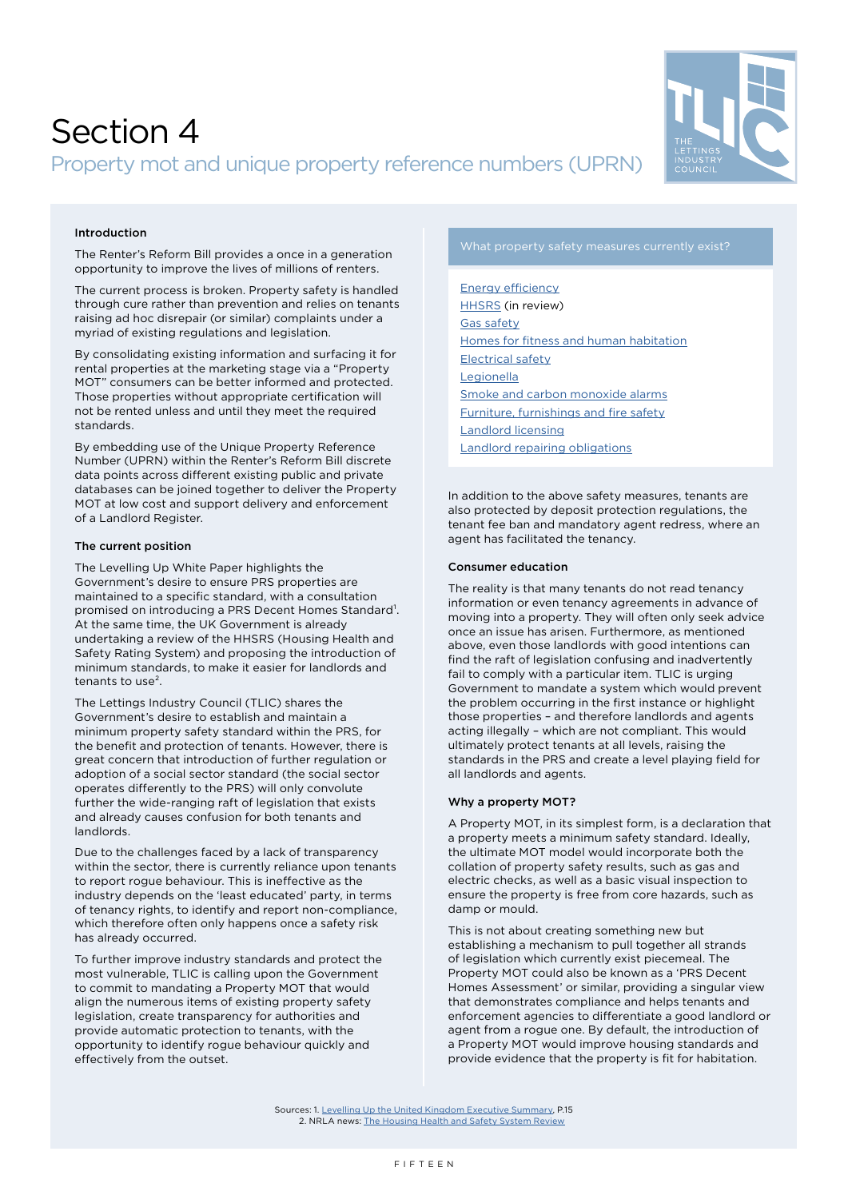# Section 4

## Property mot and unique property reference numbers (UPRN)

### Introduction

The Renter's Reform Bill provides a once in a generation opportunity to improve the lives of millions of renters.

The current process is broken. Property safety is handled through cure rather than prevention and relies on tenants raising ad hoc disrepair (or similar) complaints under a myriad of existing regulations and legislation.

By consolidating existing information and surfacing it for rental properties at the marketing stage via a "Property MOT" consumers can be better informed and protected. Those properties without appropriate certification will not be rented unless and until they meet the required standards.

By embedding use of the Unique Property Reference Number (UPRN) within the Renter's Reform Bill discrete data points across different existing public and private databases can be joined together to deliver the Property MOT at low cost and support delivery and enforcement of a Landlord Register.

### The current position

The Levelling Up White Paper highlights the Government's desire to ensure PRS properties are maintained to a specific standard, with a consultation promised on introducing a PRS Decent Homes Standard[1]. At the same time, the UK Government is already undertaking a review of the HHSRS (Housing Health and Safety Rating System) and proposing the introduction of minimum standards, to make it easier for landlords and tenants to use[2].

The Lettings Industry Council (TLIC) shares the Government's desire to establish and maintain a minimum property safety standard within the PRS, for the benefit and protection of tenants. However, there is great concern that introduction of further regulation or adoption of a social sector standard (the social sector operates differently to the PRS) will only convolute further the wide-ranging raft of legislation that exists and already causes confusion for both tenants and landlords.

Due to the challenges faced by a lack of transparency within the sector, there is currently reliance upon tenants to report rogue behaviour. This is ineffective as the industry depends on the 'least educated' party, in terms of tenancy rights, to identify and report non-compliance, which therefore often only happens once a safety risk has already occurred.

To further improve industry standards and protect the most vulnerable, TLIC is calling upon the Government to commit to mandating a Property MOT that would align the numerous items of existing property safety legislation, create transparency for authorities and provide automatic protection to tenants, with the opportunity to identify rogue behaviour quickly and effectively from the outset.

### What property safety measures currently exist?

- Energy efficiency
- HHSRS (in review)
- Gas safety
- Homes for fitness and human habitation
- Electrical safety
- Legionella
- Smoke and carbon monoxide alarms
- Furniture, furnishings and fire safety
- Landlord licensing
- Landlord repairing obligations

In addition to the above safety measures, tenants are also protected by deposit protection regulations, the tenant fee ban and mandatory agent redress, where an agent has facilitated the tenancy.

### Consumer education

The reality is that many tenants do not read tenancy information or even tenancy agreements in advance of moving into a property. They will often only seek advice once an issue has arisen. Furthermore, as mentioned above, even those landlords with good intentions can find the raft of legislation confusing and inadvertently fail to comply with a particular item. TLIC is urging Government to mandate a system which would prevent the problem occurring in the first instance or highlight those properties – and therefore landlords and agents acting illegally – which are not compliant. This would ultimately protect tenants at all levels, raising the standards in the PRS and create a level playing field for all landlords and agents.

### Why a property MOT?

A Property MOT, in its simplest form, is a declaration that a property meets a minimum safety standard. Ideally, the ultimate MOT model would incorporate both the collation of property safety results, such as gas and electric checks, as well as a basic visual inspection to ensure the property is free from core hazards, such as damp or mould.

This is not about creating something new but establishing a mechanism to pull together all strands of legislation which currently exist piecemeal. The Property MOT could also be known as a 'PRS Decent Homes Assessment' or similar, providing a singular view that demonstrates compliance and helps tenants and enforcement agencies to differentiate a good landlord or agent from a rogue one. By default, the introduction of a Property MOT would improve housing standards and provide evidence that the property is fit for habitation.

Sources: 1. Levelling Up the United Kingdom Executive Summary, P.15
2. NRLA news: The Housing Health and Safety System Review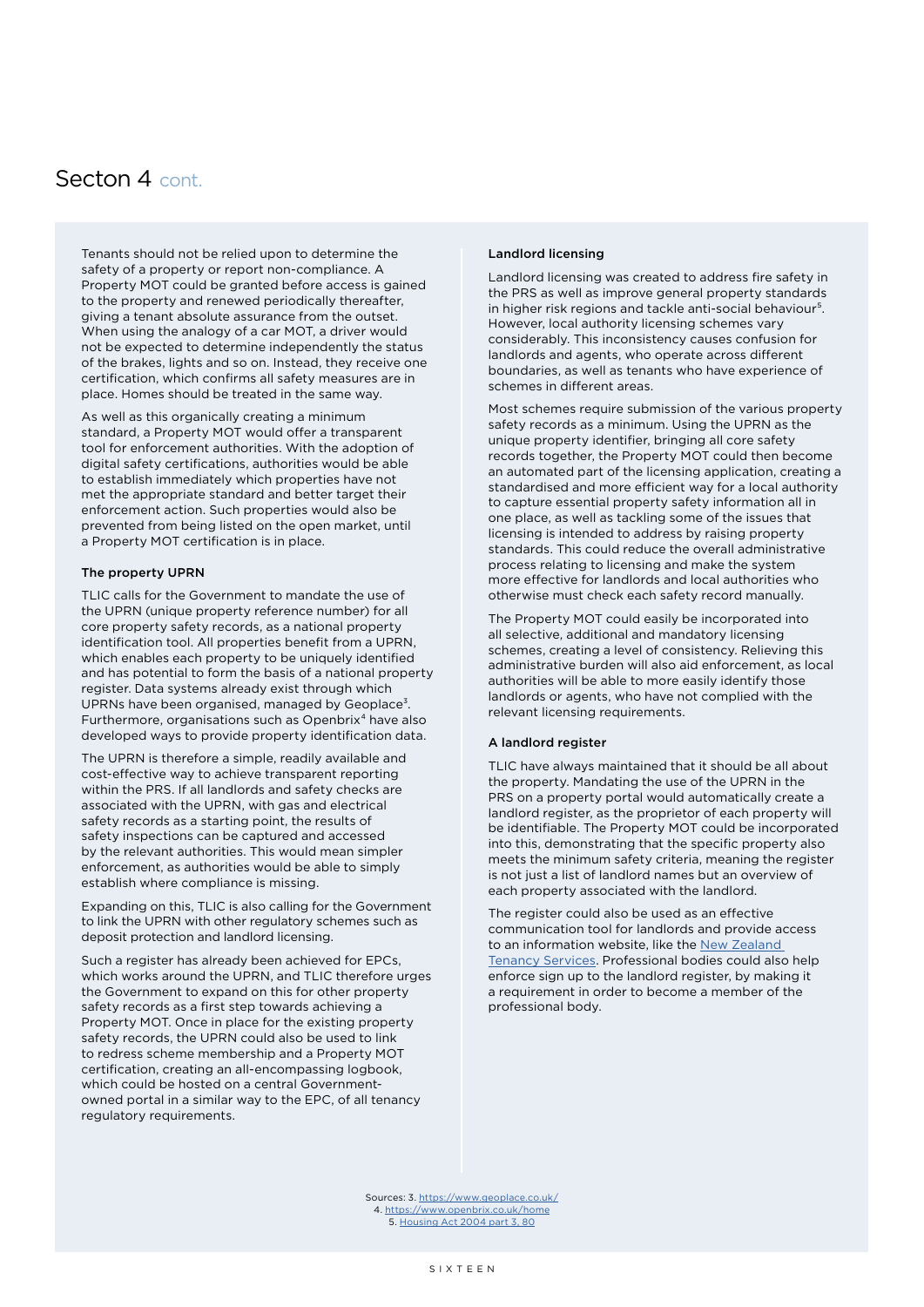# Secton 4 cont.

Tenants should not be relied upon to determine the safety of a property or report non-compliance. A Property MOT could be granted before access is gained to the property and renewed periodically thereafter, giving a tenant absolute assurance from the outset. When using the analogy of a car MOT, a driver would not be expected to determine independently the status of the brakes, lights and so on. Instead, they receive one certification, which confirms all safety measures are in place. Homes should be treated in the same way.

As well as this organically creating a minimum standard, a Property MOT would offer a transparent tool for enforcement authorities. With the adoption of digital safety certifications, authorities would be able to establish immediately which properties have not met the appropriate standard and better target their enforcement action. Such properties would also be prevented from being listed on the open market, until a Property MOT certification is in place.

**The property UPRN**

TLIC calls for the Government to mandate the use of the UPRN (unique property reference number) for all core property safety records, as a national property identification tool. All properties benefit from a UPRN, which enables each property to be uniquely identified and has potential to form the basis of a national property register. Data systems already exist through which UPRNs have been organised, managed by Geoplace[3]. Furthermore, organisations such as Openbrix[4] have also developed ways to provide property identification data.

The UPRN is therefore a simple, readily available and cost-effective way to achieve transparent reporting within the PRS. If all landlords and safety checks are associated with the UPRN, with gas and electrical safety records as a starting point, the results of safety inspections can be captured and accessed by the relevant authorities. This would mean simpler enforcement, as authorities would be able to simply establish where compliance is missing.

Expanding on this, TLIC is also calling for the Government to link the UPRN with other regulatory schemes such as deposit protection and landlord licensing.

Such a register has already been achieved for EPCs, which works around the UPRN, and TLIC therefore urges the Government to expand on this for other property safety records as a first step towards achieving a Property MOT. Once in place for the existing property safety records, the UPRN could also be used to link to redress scheme membership and a Property MOT certification, creating an all-encompassing logbook, which could be hosted on a central Government-owned portal in a similar way to the EPC, of all tenancy regulatory requirements.

**Landlord licensing**

Landlord licensing was created to address fire safety in the PRS as well as improve general property standards in higher risk regions and tackle anti-social behaviour[5]. However, local authority licensing schemes vary considerably. This inconsistency causes confusion for landlords and agents, who operate across different boundaries, as well as tenants who have experience of schemes in different areas.

Most schemes require submission of the various property safety records as a minimum. Using the UPRN as the unique property identifier, bringing all core safety records together, the Property MOT could then become an automated part of the licensing application, creating a standardised and more efficient way for a local authority to capture essential property safety information all in one place, as well as tackling some of the issues that licensing is intended to address by raising property standards. This could reduce the overall administrative process relating to licensing and make the system more effective for landlords and local authorities who otherwise must check each safety record manually.

The Property MOT could easily be incorporated into all selective, additional and mandatory licensing schemes, creating a level of consistency. Relieving this administrative burden will also aid enforcement, as local authorities will be able to more easily identify those landlords or agents, who have not complied with the relevant licensing requirements.

**A landlord register**

TLIC have always maintained that it should be all about the property. Mandating the use of the UPRN in the PRS on a property portal would automatically create a landlord register, as the proprietor of each property will be identifiable. The Property MOT could be incorporated into this, demonstrating that the specific property also meets the minimum safety criteria, meaning the register is not just a list of landlord names but an overview of each property associated with the landlord.

The register could also be used as an effective communication tool for landlords and provide access to an information website, like the [New Zealand Tenancy Services](). Professional bodies could also help enforce sign up to the landlord register, by making it a requirement in order to become a member of the professional body.

Sources: 3. https://www.geoplace.co.uk/
4. https://www.openbrix.co.uk/home
5. Housing Act 2004 part 3, 80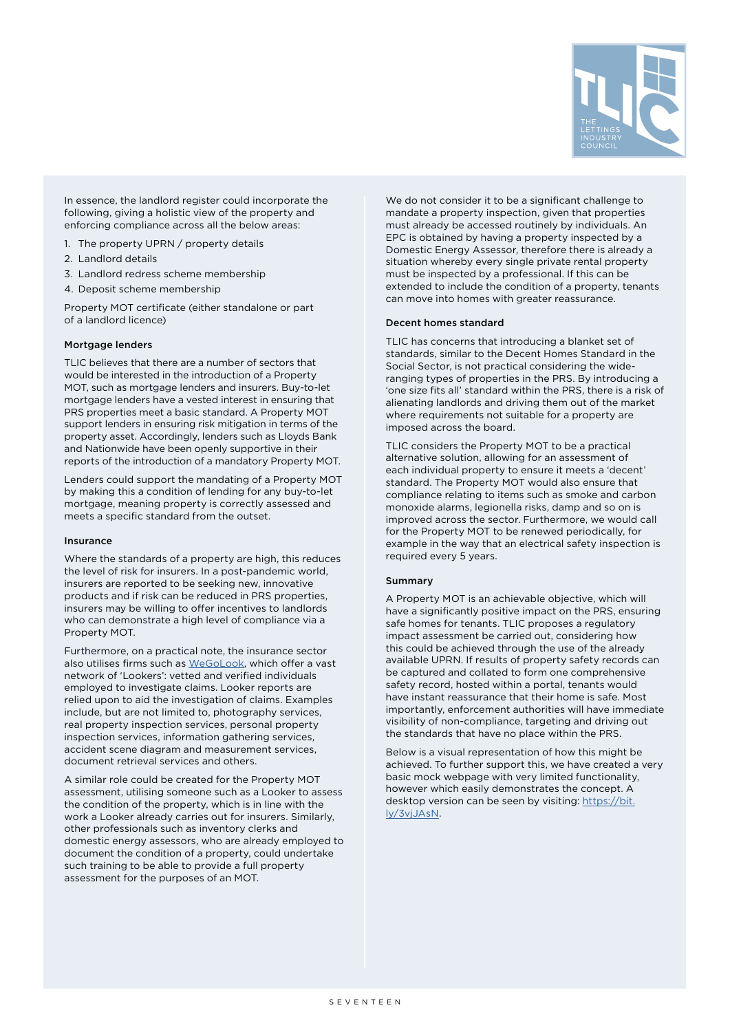In essence, the landlord register could incorporate the following, giving a holistic view of the property and enforcing compliance across all the below areas:

1. The property UPRN / property details
2. Landlord details
3. Landlord redress scheme membership
4. Deposit scheme membership

Property MOT certificate (either standalone or part of a landlord licence)

#### Mortgage lenders

TLIC believes that there are a number of sectors that would be interested in the introduction of a Property MOT, such as mortgage lenders and insurers. Buy-to-let mortgage lenders have a vested interest in ensuring that PRS properties meet a basic standard. A Property MOT support lenders in ensuring risk mitigation in terms of the property asset. Accordingly, lenders such as Lloyds Bank and Nationwide have been openly supportive in their reports of the introduction of a mandatory Property MOT.

Lenders could support the mandating of a Property MOT by making this a condition of lending for any buy-to-let mortgage, meaning property is correctly assessed and meets a specific standard from the outset.

#### Insurance

Where the standards of a property are high, this reduces the level of risk for insurers. In a post-pandemic world, insurers are reported to be seeking new, innovative products and if risk can be reduced in PRS properties, insurers may be willing to offer incentives to landlords who can demonstrate a high level of compliance via a Property MOT.

Furthermore, on a practical note, the insurance sector also utilises firms such as WeGoLook, which offer a vast network of 'Lookers': vetted and verified individuals employed to investigate claims. Looker reports are relied upon to aid the investigation of claims. Examples include, but are not limited to, photography services, real property inspection services, personal property inspection services, information gathering services, accident scene diagram and measurement services, document retrieval services and others.

A similar role could be created for the Property MOT assessment, utilising someone such as a Looker to assess the condition of the property, which is in line with the work a Looker already carries out for insurers. Similarly, other professionals such as inventory clerks and domestic energy assessors, who are already employed to document the condition of a property, could undertake such training to be able to provide a full property assessment for the purposes of an MOT.

We do not consider it to be a significant challenge to mandate a property inspection, given that properties must already be accessed routinely by individuals. An EPC is obtained by having a property inspected by a Domestic Energy Assessor, therefore there is already a situation whereby every single private rental property must be inspected by a professional. If this can be extended to include the condition of a property, tenants can move into homes with greater reassurance.

#### Decent homes standard

TLIC has concerns that introducing a blanket set of standards, similar to the Decent Homes Standard in the Social Sector, is not practical considering the wide-ranging types of properties in the PRS. By introducing a 'one size fits all' standard within the PRS, there is a risk of alienating landlords and driving them out of the market where requirements not suitable for a property are imposed across the board.

TLIC considers the Property MOT to be a practical alternative solution, allowing for an assessment of each individual property to ensure it meets a 'decent' standard. The Property MOT would also ensure that compliance relating to items such as smoke and carbon monoxide alarms, legionella risks, damp and so on is improved across the sector. Furthermore, we would call for the Property MOT to be renewed periodically, for example in the way that an electrical safety inspection is required every 5 years.

#### Summary

A Property MOT is an achievable objective, which will have a significantly positive impact on the PRS, ensuring safe homes for tenants. TLIC proposes a regulatory impact assessment be carried out, considering how this could be achieved through the use of the already available UPRN. If results of property safety records can be captured and collated to form one comprehensive safety record, hosted within a portal, tenants would have instant reassurance that their home is safe. Most importantly, enforcement authorities will have immediate visibility of non-compliance, targeting and driving out the standards that have no place within the PRS.

Below is a visual representation of how this might be achieved. To further support this, we have created a very basic mock webpage with very limited functionality, however which easily demonstrates the concept. A desktop version can be seen by visiting: https://bit.ly/3vjJAsN.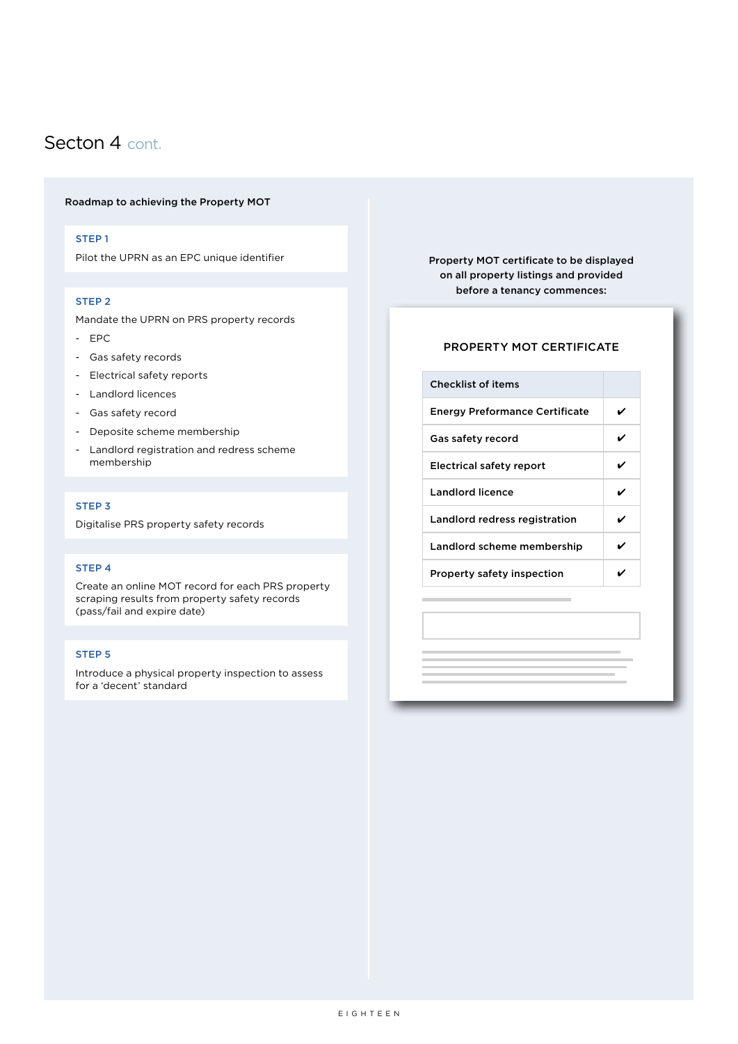# Secton 4 cont.

**Roadmap to achieving the Property MOT**

**STEP 1**

Pilot the UPRN as an EPC unique identifier

**STEP 2**

Mandate the UPRN on PRS property records

- EPC
- Gas safety records
- Electrical safety reports
- Landlord licences
- Gas safety record
- Deposite scheme membership
- Landlord registration and redress scheme membership

**STEP 3**

Digitalise PRS property safety records

**STEP 4**

Create an online MOT record for each PRS property scraping results from property safety records (pass/fail and expire date)

**STEP 5**

Introduce a physical property inspection to assess for a 'decent' standard

**Property MOT certificate to be displayed on all property listings and provided before a tenancy commences:**

**PROPERTY MOT CERTIFICATE**

| Checklist of items | |
|---|---|
| Energy Preformance Certificate | ✔ |
| Gas safety record | ✔ |
| Electrical safety report | ✔ |
| Landlord licence | ✔ |
| Landlord redress registration | ✔ |
| Landlord scheme membership | ✔ |
| Property safety inspection | ✔ |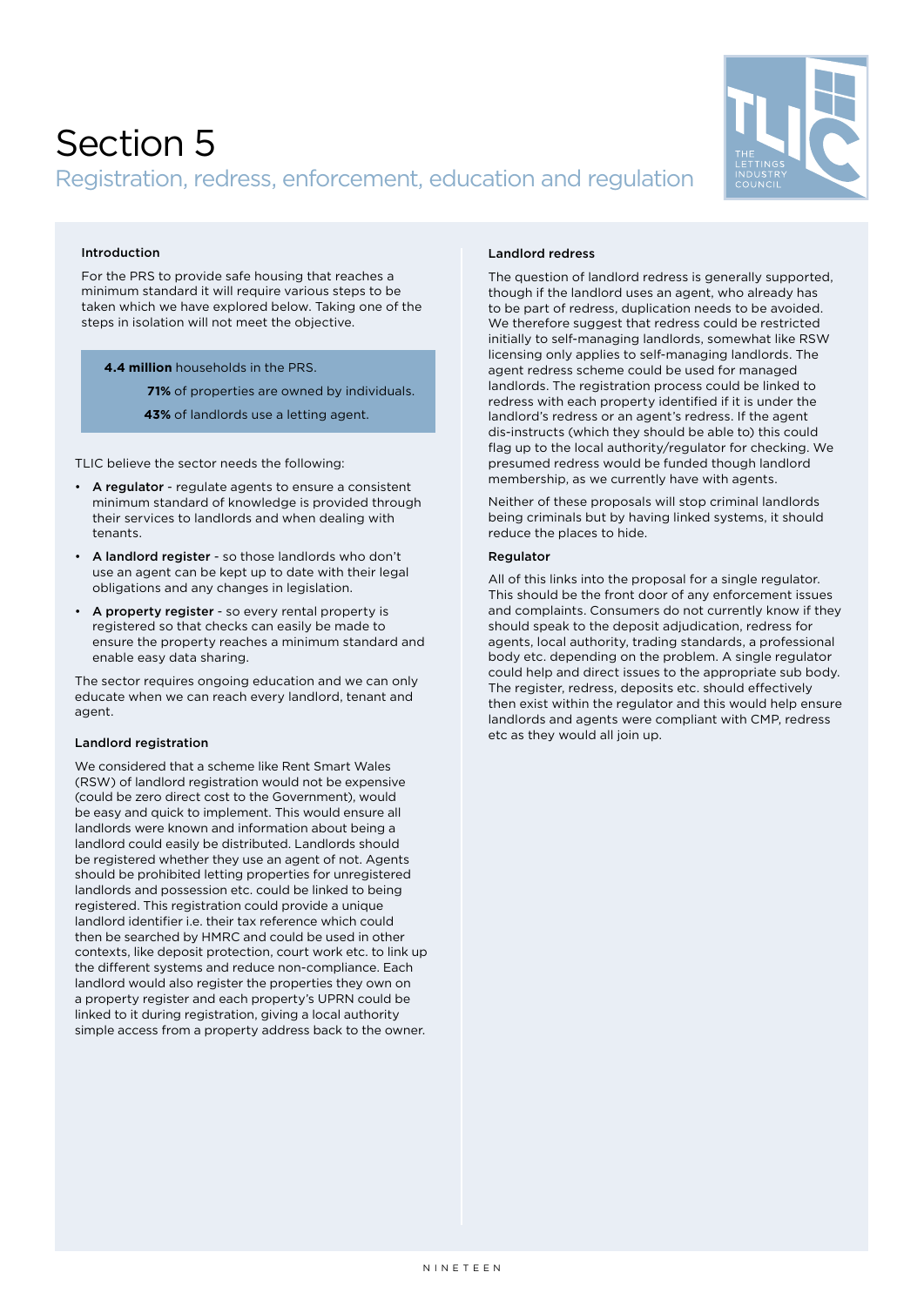# Section 5

## Registration, redress, enforcement, education and regulation

### Introduction

For the PRS to provide safe housing that reaches a minimum standard it will require various steps to be taken which we have explored below. Taking one of the steps in isolation will not meet the objective.

**4.4 million** households in the PRS.

**71%** of properties are owned by individuals.

**43%** of landlords use a letting agent.

TLIC believe the sector needs the following:

- **A regulator** - regulate agents to ensure a consistent minimum standard of knowledge is provided through their services to landlords and when dealing with tenants.
- **A landlord register** - so those landlords who don't use an agent can be kept up to date with their legal obligations and any changes in legislation.
- **A property register** - so every rental property is registered so that checks can easily be made to ensure the property reaches a minimum standard and enable easy data sharing.

The sector requires ongoing education and we can only educate when we can reach every landlord, tenant and agent.

### Landlord registration

We considered that a scheme like Rent Smart Wales (RSW) of landlord registration would not be expensive (could be zero direct cost to the Government), would be easy and quick to implement. This would ensure all landlords were known and information about being a landlord could easily be distributed. Landlords should be registered whether they use an agent of not. Agents should be prohibited letting properties for unregistered landlords and possession etc. could be linked to being registered. This registration could provide a unique landlord identifier i.e. their tax reference which could then be searched by HMRC and could be used in other contexts, like deposit protection, court work etc. to link up the different systems and reduce non-compliance. Each landlord would also register the properties they own on a property register and each property's UPRN could be linked to it during registration, giving a local authority simple access from a property address back to the owner.

### Landlord redress

The question of landlord redress is generally supported, though if the landlord uses an agent, who already has to be part of redress, duplication needs to be avoided. We therefore suggest that redress could be restricted initially to self-managing landlords, somewhat like RSW licensing only applies to self-managing landlords. The agent redress scheme could be used for managed landlords. The registration process could be linked to redress with each property identified if it is under the landlord's redress or an agent's redress. If the agent dis-instructs (which they should be able to) this could flag up to the local authority/regulator for checking. We presumed redress would be funded though landlord membership, as we currently have with agents.

Neither of these proposals will stop criminal landlords being criminals but by having linked systems, it should reduce the places to hide.

### Regulator

All of this links into the proposal for a single regulator. This should be the front door of any enforcement issues and complaints. Consumers do not currently know if they should speak to the deposit adjudication, redress for agents, local authority, trading standards, a professional body etc. depending on the problem. A single regulator could help and direct issues to the appropriate sub body. The register, redress, deposits etc. should effectively then exist within the regulator and this would help ensure landlords and agents were compliant with CMP, redress etc as they would all join up.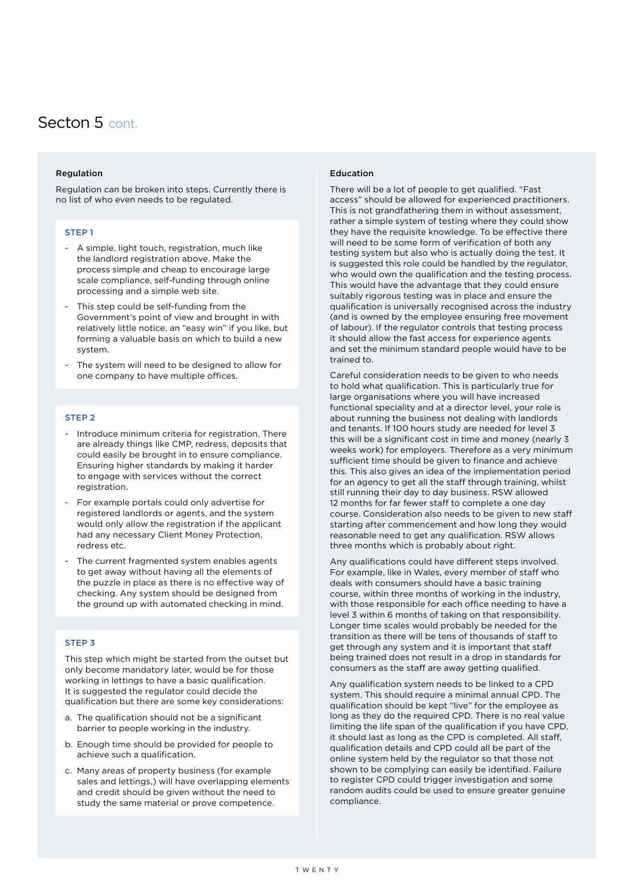# Secton 5 cont.

### Regulation

Regulation can be broken into steps. Currently there is no list of who even needs to be regulated.

#### STEP 1

- A simple, light touch, registration, much like the landlord registration above. Make the process simple and cheap to encourage large scale compliance, self-funding through online processing and a simple web site.
- This step could be self-funding from the Government's point of view and brought in with relatively little notice, an "easy win" if you like, but forming a valuable basis on which to build a new system.
- The system will need to be designed to allow for one company to have multiple offices.

#### STEP 2

- Introduce minimum criteria for registration. There are already things like CMP, redress, deposits that could easily be brought in to ensure compliance. Ensuring higher standards by making it harder to engage with services without the correct registration.
- For example portals could only advertise for registered landlords or agents, and the system would only allow the registration if the applicant had any necessary Client Money Protection, redress etc.
- The current fragmented system enables agents to get away without having all the elements of the puzzle in place as there is no effective way of checking. Any system should be designed from the ground up with automated checking in mind.

#### STEP 3

This step which might be started from the outset but only become mandatory later, would be for those working in lettings to have a basic qualification. It is suggested the regulator could decide the qualification but there are some key considerations:

a. The qualification should not be a significant barrier to people working in the industry.

b. Enough time should be provided for people to achieve such a qualification.

c. Many areas of property business (for example sales and lettings,) will have overlapping elements and credit should be given without the need to study the same material or prove competence.

### Education

There will be a lot of people to get qualified. "Fast access" should be allowed for experienced practitioners. This is not grandfathering them in without assessment, rather a simple system of testing where they could show they have the requisite knowledge. To be effective there will need to be some form of verification of both any testing system but also who is actually doing the test. It is suggested this role could be handled by the regulator, who would own the qualification and the testing process. This would have the advantage that they could ensure suitably rigorous testing was in place and ensure the qualification is universally recognised across the industry (and is owned by the employee ensuring free movement of labour). If the regulator controls that testing process it should allow the fast access for experience agents and set the minimum standard people would have to be trained to.

Careful consideration needs to be given to who needs to hold what qualification. This is particularly true for large organisations where you will have increased functional speciality and at a director level, your role is about running the business not dealing with landlords and tenants. If 100 hours study are needed for level 3 this will be a significant cost in time and money (nearly 3 weeks work) for employers. Therefore as a very minimum sufficient time should be given to finance and achieve this. This also gives an idea of the implementation period for an agency to get all the staff through training, whilst still running their day to day business. RSW allowed 12 months for far fewer staff to complete a one day course. Consideration also needs to be given to new staff starting after commencement and how long they would reasonable need to get any qualification. RSW allows three months which is probably about right.

Any qualifications could have different steps involved. For example, like in Wales, every member of staff who deals with consumers should have a basic training course, within three months of working in the industry, with those responsible for each office needing to have a level 3 within 6 months of taking on that responsibility. Longer time scales would probably be needed for the transition as there will be tens of thousands of staff to get through any system and it is important that staff being trained does not result in a drop in standards for consumers as the staff are away getting qualified.

Any qualification system needs to be linked to a CPD system. This should require a minimal annual CPD. The qualification should be kept "live" for the employee as long as they do the required CPD. There is no real value limiting the life span of the qualification if you have CPD, it should last as long as the CPD is completed. All staff, qualification details and CPD could all be part of the online system held by the regulator so that those not shown to be complying can easily be identified. Failure to register CPD could trigger investigation and some random audits could be used to ensure greater genuine compliance.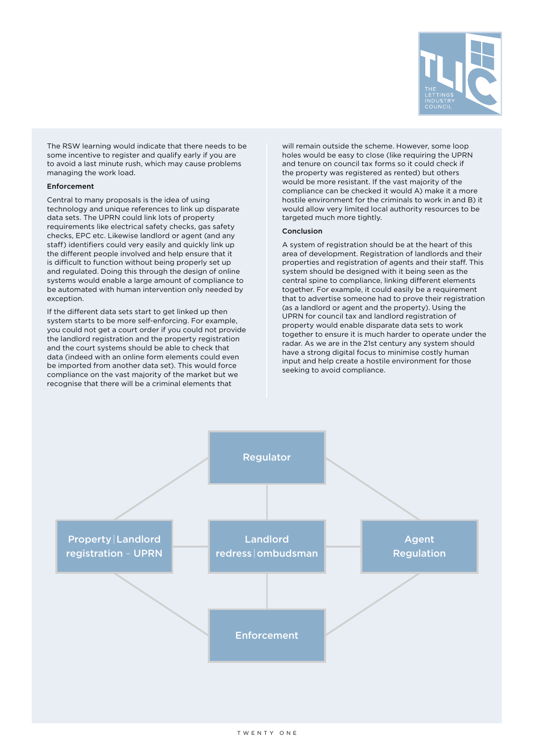The RSW learning would indicate that there needs to be some incentive to register and qualify early if you are to avoid a last minute rush, which may cause problems managing the work load.

### Enforcement

Central to many proposals is the idea of using technology and unique references to link up disparate data sets. The UPRN could link lots of property requirements like electrical safety checks, gas safety checks, EPC etc. Likewise landlord or agent (and any staff) identifiers could very easily and quickly link up the different people involved and help ensure that it is difficult to function without being properly set up and regulated. Doing this through the design of online systems would enable a large amount of compliance to be automated with human intervention only needed by exception.

If the different data sets start to get linked up then system starts to be more self-enforcing. For example, you could not get a court order if you could not provide the landlord registration and the property registration and the court systems should be able to check that data (indeed with an online form elements could even be imported from another data set). This would force compliance on the vast majority of the market but we recognise that there will be a criminal elements that will remain outside the scheme. However, some loop holes would be easy to close (like requiring the UPRN and tenure on council tax forms so it could check if the property was registered as rented) but others would be more resistant. If the vast majority of the compliance can be checked it would A) make it a more hostile environment for the criminals to work in and B) it would allow very limited local authority resources to be targeted much more tightly.

### Conclusion

A system of registration should be at the heart of this area of development. Registration of landlords and their properties and registration of agents and their staff. This system should be designed with it being seen as the central spine to compliance, linking different elements together. For example, it could easily be a requirement that to advertise someone had to prove their registration (as a landlord or agent and the property). Using the UPRN for council tax and landlord registration of property would enable disparate data sets to work together to ensure it is much harder to operate under the radar. As we are in the 21st century any system should have a strong digital focus to minimise costly human input and help create a hostile environment for those seeking to avoid compliance.

Regulator

Property | Landlord registration – UPRN

Landlord redress | ombudsman

Agent Regulation

Enforcement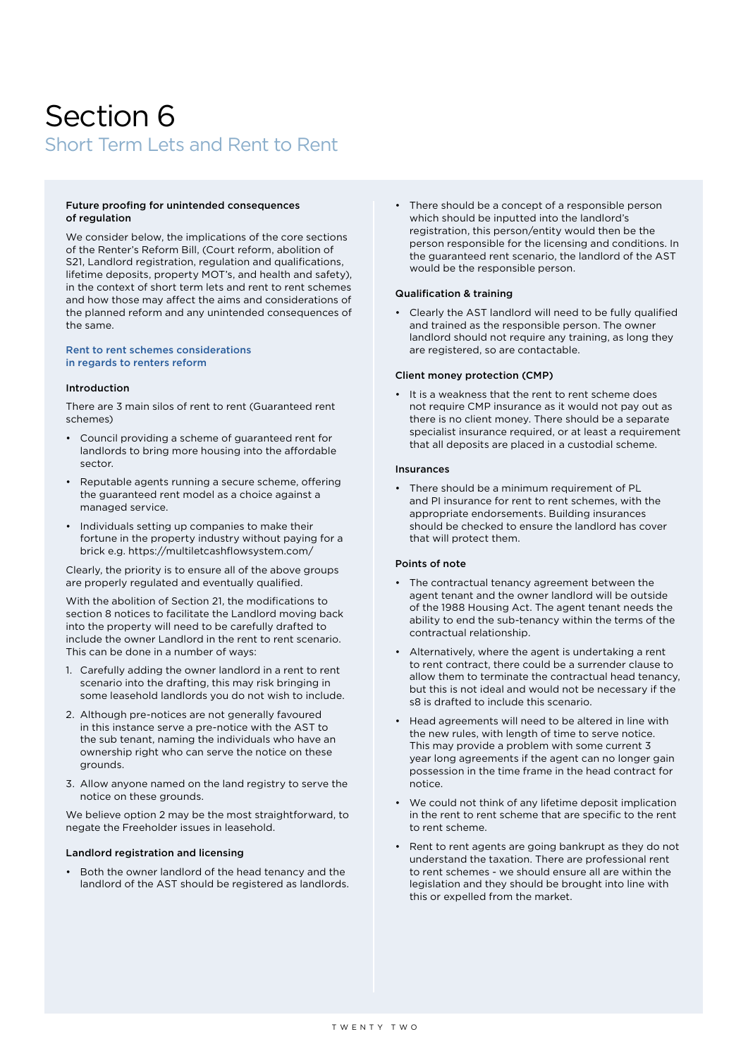# Section 6

## Short Term Lets and Rent to Rent

**Future proofing for unintended consequences of regulation**

We consider below, the implications of the core sections of the Renter's Reform Bill, (Court reform, abolition of S21, Landlord registration, regulation and qualifications, lifetime deposits, property MOT's, and health and safety), in the context of short term lets and rent to rent schemes and how those may affect the aims and considerations of the planned reform and any unintended consequences of the same.

### Rent to rent schemes considerations in regards to renters reform

**Introduction**

There are 3 main silos of rent to rent (Guaranteed rent schemes)

- Council providing a scheme of guaranteed rent for landlords to bring more housing into the affordable sector.
- Reputable agents running a secure scheme, offering the guaranteed rent model as a choice against a managed service.
- Individuals setting up companies to make their fortune in the property industry without paying for a brick e.g. https://multiletcashflowsystem.com/

Clearly, the priority is to ensure all of the above groups are properly regulated and eventually qualified.

With the abolition of Section 21, the modifications to section 8 notices to facilitate the Landlord moving back into the property will need to be carefully drafted to include the owner Landlord in the rent to rent scenario. This can be done in a number of ways:

1. Carefully adding the owner landlord in a rent to rent scenario into the drafting, this may risk bringing in some leasehold landlords you do not wish to include.
2. Although pre-notices are not generally favoured in this instance serve a pre-notice with the AST to the sub tenant, naming the individuals who have an ownership right who can serve the notice on these grounds.
3. Allow anyone named on the land registry to serve the notice on these grounds.

We believe option 2 may be the most straightforward, to negate the Freeholder issues in leasehold.

**Landlord registration and licensing**

- Both the owner landlord of the head tenancy and the landlord of the AST should be registered as landlords.
- There should be a concept of a responsible person which should be inputted into the landlord's registration, this person/entity would then be the person responsible for the licensing and conditions. In the guaranteed rent scenario, the landlord of the AST would be the responsible person.

**Qualification & training**

- Clearly the AST landlord will need to be fully qualified and trained as the responsible person. The owner landlord should not require any training, as long they are registered, so are contactable.

**Client money protection (CMP)**

- It is a weakness that the rent to rent scheme does not require CMP insurance as it would not pay out as there is no client money. There should be a separate specialist insurance required, or at least a requirement that all deposits are placed in a custodial scheme.

**Insurances**

- There should be a minimum requirement of PL and PI insurance for rent to rent schemes, with the appropriate endorsements. Building insurances should be checked to ensure the landlord has cover that will protect them.

**Points of note**

- The contractual tenancy agreement between the agent tenant and the owner landlord will be outside of the 1988 Housing Act. The agent tenant needs the ability to end the sub-tenancy within the terms of the contractual relationship.
- Alternatively, where the agent is undertaking a rent to rent contract, there could be a surrender clause to allow them to terminate the contractual head tenancy, but this is not ideal and would not be necessary if the s8 is drafted to include this scenario.
- Head agreements will need to be altered in line with the new rules, with length of time to serve notice. This may provide a problem with some current 3 year long agreements if the agent can no longer gain possession in the time frame in the head contract for notice.
- We could not think of any lifetime deposit implication in the rent to rent scheme that are specific to the rent to rent scheme.
- Rent to rent agents are going bankrupt as they do not understand the taxation. There are professional rent to rent schemes - we should ensure all are within the legislation and they should be brought into line with this or expelled from the market.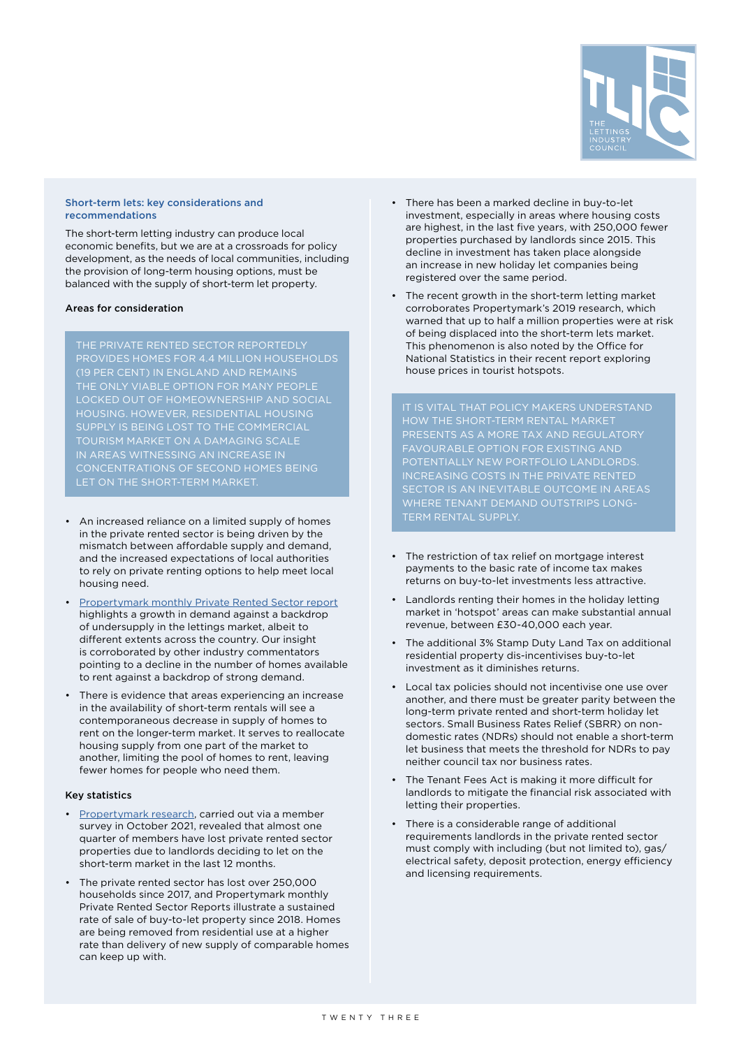## Short-term lets: key considerations and recommendations

The short-term letting industry can produce local economic benefits, but we are at a crossroads for policy development, as the needs of local communities, including the provision of long-term housing options, must be balanced with the supply of short-term let property.

### Areas for consideration

THE PRIVATE RENTED SECTOR REPORTEDLY PROVIDES HOMES FOR 4.4 MILLION HOUSEHOLDS (19 PER CENT) IN ENGLAND AND REMAINS THE ONLY VIABLE OPTION FOR MANY PEOPLE LOCKED OUT OF HOMEOWNERSHIP AND SOCIAL HOUSING. HOWEVER, RESIDENTIAL HOUSING SUPPLY IS BEING LOST TO THE COMMERCIAL TOURISM MARKET ON A DAMAGING SCALE IN AREAS WITNESSING AN INCREASE IN CONCENTRATIONS OF SECOND HOMES BEING LET ON THE SHORT-TERM MARKET.

- An increased reliance on a limited supply of homes in the private rented sector is being driven by the mismatch between affordable supply and demand, and the increased expectations of local authorities to rely on private renting options to help meet local housing need.
- Propertymark monthly Private Rented Sector report highlights a growth in demand against a backdrop of undersupply in the lettings market, albeit to different extents across the country. Our insight is corroborated by other industry commentators pointing to a decline in the number of homes available to rent against a backdrop of strong demand.
- There is evidence that areas experiencing an increase in the availability of short-term rentals will see a contemporaneous decrease in supply of homes to rent on the longer-term market. It serves to reallocate housing supply from one part of the market to another, limiting the pool of homes to rent, leaving fewer homes for people who need them.

### Key statistics

- Propertymark research, carried out via a member survey in October 2021, revealed that almost one quarter of members have lost private rented sector properties due to landlords deciding to let on the short-term market in the last 12 months.
- The private rented sector has lost over 250,000 households since 2017, and Propertymark monthly Private Rented Sector Reports illustrate a sustained rate of sale of buy-to-let property since 2018. Homes are being removed from residential use at a higher rate than delivery of new supply of comparable homes can keep up with.
- There has been a marked decline in buy-to-let investment, especially in areas where housing costs are highest, in the last five years, with 250,000 fewer properties purchased by landlords since 2015. This decline in investment has taken place alongside an increase in new holiday let companies being registered over the same period.
- The recent growth in the short-term letting market corroborates Propertymark's 2019 research, which warned that up to half a million properties were at risk of being displaced into the short-term lets market. This phenomenon is also noted by the Office for National Statistics in their recent report exploring house prices in tourist hotspots.

IT IS VITAL THAT POLICY MAKERS UNDERSTAND HOW THE SHORT-TERM RENTAL MARKET PRESENTS AS A MORE TAX AND REGULATORY FAVOURABLE OPTION FOR EXISTING AND POTENTIALLY NEW PORTFOLIO LANDLORDS. INCREASING COSTS IN THE PRIVATE RENTED SECTOR IS AN INEVITABLE OUTCOME IN AREAS WHERE TENANT DEMAND OUTSTRIPS LONG-TERM RENTAL SUPPLY.

- The restriction of tax relief on mortgage interest payments to the basic rate of income tax makes returns on buy-to-let investments less attractive.
- Landlords renting their homes in the holiday letting market in 'hotspot' areas can make substantial annual revenue, between £30-40,000 each year.
- The additional 3% Stamp Duty Land Tax on additional residential property dis-incentivises buy-to-let investment as it diminishes returns.
- Local tax policies should not incentivise one use over another, and there must be greater parity between the long-term private rented and short-term holiday let sectors. Small Business Rates Relief (SBRR) on non-domestic rates (NDRs) should not enable a short-term let business that meets the threshold for NDRs to pay neither council tax nor business rates.
- The Tenant Fees Act is making it more difficult for landlords to mitigate the financial risk associated with letting their properties.
- There is a considerable range of additional requirements landlords in the private rented sector must comply with including (but not limited to), gas/electrical safety, deposit protection, energy efficiency and licensing requirements.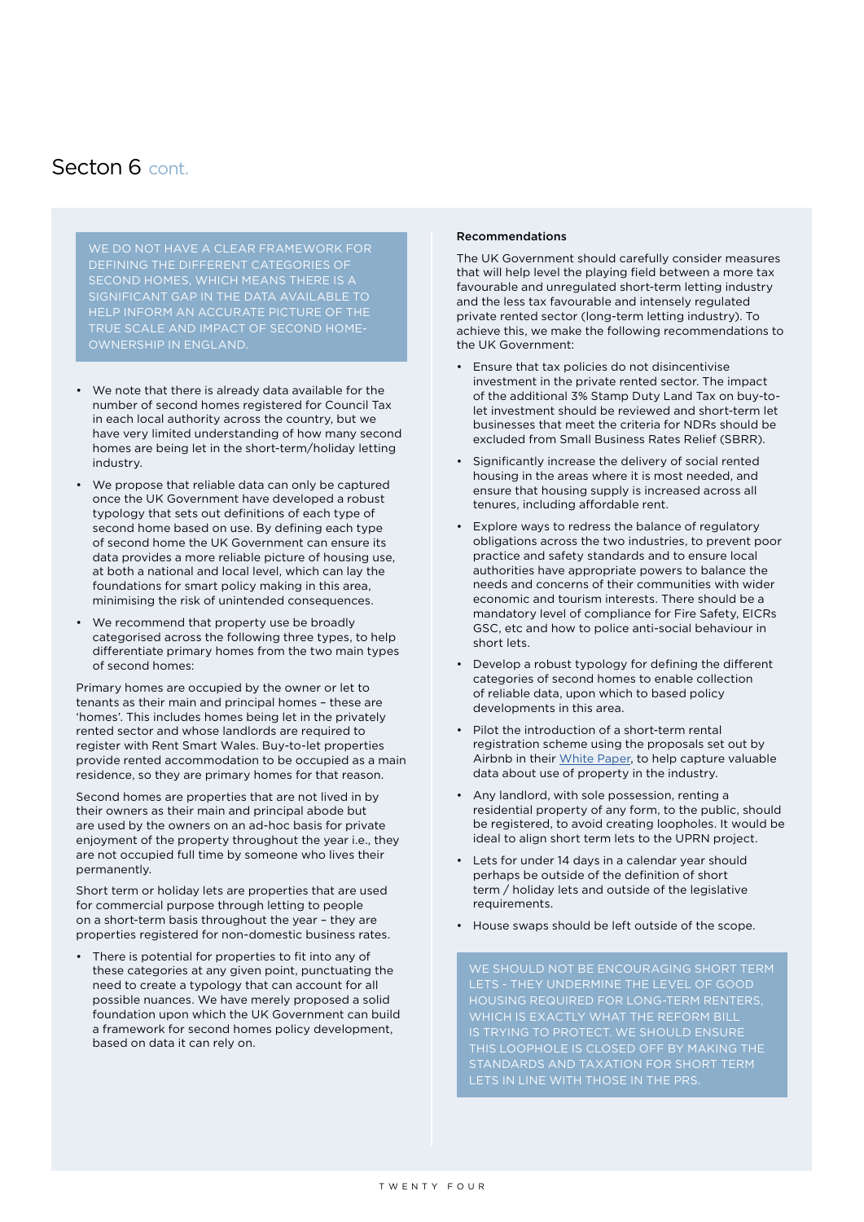# Secton 6 cont.

WE DO NOT HAVE A CLEAR FRAMEWORK FOR DEFINING THE DIFFERENT CATEGORIES OF SECOND HOMES, WHICH MEANS THERE IS A SIGNIFICANT GAP IN THE DATA AVAILABLE TO HELP INFORM AN ACCURATE PICTURE OF THE TRUE SCALE AND IMPACT OF SECOND HOME-OWNERSHIP IN ENGLAND.

- We note that there is already data available for the number of second homes registered for Council Tax in each local authority across the country, but we have very limited understanding of how many second homes are being let in the short-term/holiday letting industry.
- We propose that reliable data can only be captured once the UK Government have developed a robust typology that sets out definitions of each type of second home based on use. By defining each type of second home the UK Government can ensure its data provides a more reliable picture of housing use, at both a national and local level, which can lay the foundations for smart policy making in this area, minimising the risk of unintended consequences.
- We recommend that property use be broadly categorised across the following three types, to help differentiate primary homes from the two main types of second homes:

Primary homes are occupied by the owner or let to tenants as their main and principal homes – these are 'homes'. This includes homes being let in the privately rented sector and whose landlords are required to register with Rent Smart Wales. Buy-to-let properties provide rented accommodation to be occupied as a main residence, so they are primary homes for that reason.

Second homes are properties that are not lived in by their owners as their main and principal abode but are used by the owners on an ad-hoc basis for private enjoyment of the property throughout the year i.e., they are not occupied full time by someone who lives their permanently.

Short term or holiday lets are properties that are used for commercial purpose through letting to people on a short-term basis throughout the year – they are properties registered for non-domestic business rates.

- There is potential for properties to fit into any of these categories at any given point, punctuating the need to create a typology that can account for all possible nuances. We have merely proposed a solid foundation upon which the UK Government can build a framework for second homes policy development, based on data it can rely on.

**Recommendations**

The UK Government should carefully consider measures that will help level the playing field between a more tax favourable and unregulated short-term letting industry and the less tax favourable and intensely regulated private rented sector (long-term letting industry). To achieve this, we make the following recommendations to the UK Government:

- Ensure that tax policies do not disincentivise investment in the private rented sector. The impact of the additional 3% Stamp Duty Land Tax on buy-to-let investment should be reviewed and short-term let businesses that meet the criteria for NDRs should be excluded from Small Business Rates Relief (SBRR).
- Significantly increase the delivery of social rented housing in the areas where it is most needed, and ensure that housing supply is increased across all tenures, including affordable rent.
- Explore ways to redress the balance of regulatory obligations across the two industries, to prevent poor practice and safety standards and to ensure local authorities have appropriate powers to balance the needs and concerns of their communities with wider economic and tourism interests. There should be a mandatory level of compliance for Fire Safety, EICRs GSC, etc and how to police anti-social behaviour in short lets.
- Develop a robust typology for defining the different categories of second homes to enable collection of reliable data, upon which to based policy developments in this area.
- Pilot the introduction of a short-term rental registration scheme using the proposals set out by Airbnb in their White Paper, to help capture valuable data about use of property in the industry.
- Any landlord, with sole possession, renting a residential property of any form, to the public, should be registered, to avoid creating loopholes. It would be ideal to align short term lets to the UPRN project.
- Lets for under 14 days in a calendar year should perhaps be outside of the definition of short term / holiday lets and outside of the legislative requirements.
- House swaps should be left outside of the scope.

WE SHOULD NOT BE ENCOURAGING SHORT TERM LETS - THEY UNDERMINE THE LEVEL OF GOOD HOUSING REQUIRED FOR LONG-TERM RENTERS, WHICH IS EXACTLY WHAT THE REFORM BILL IS TRYING TO PROTECT. WE SHOULD ENSURE THIS LOOPHOLE IS CLOSED OFF BY MAKING THE STANDARDS AND TAXATION FOR SHORT TERM LETS IN LINE WITH THOSE IN THE PRS.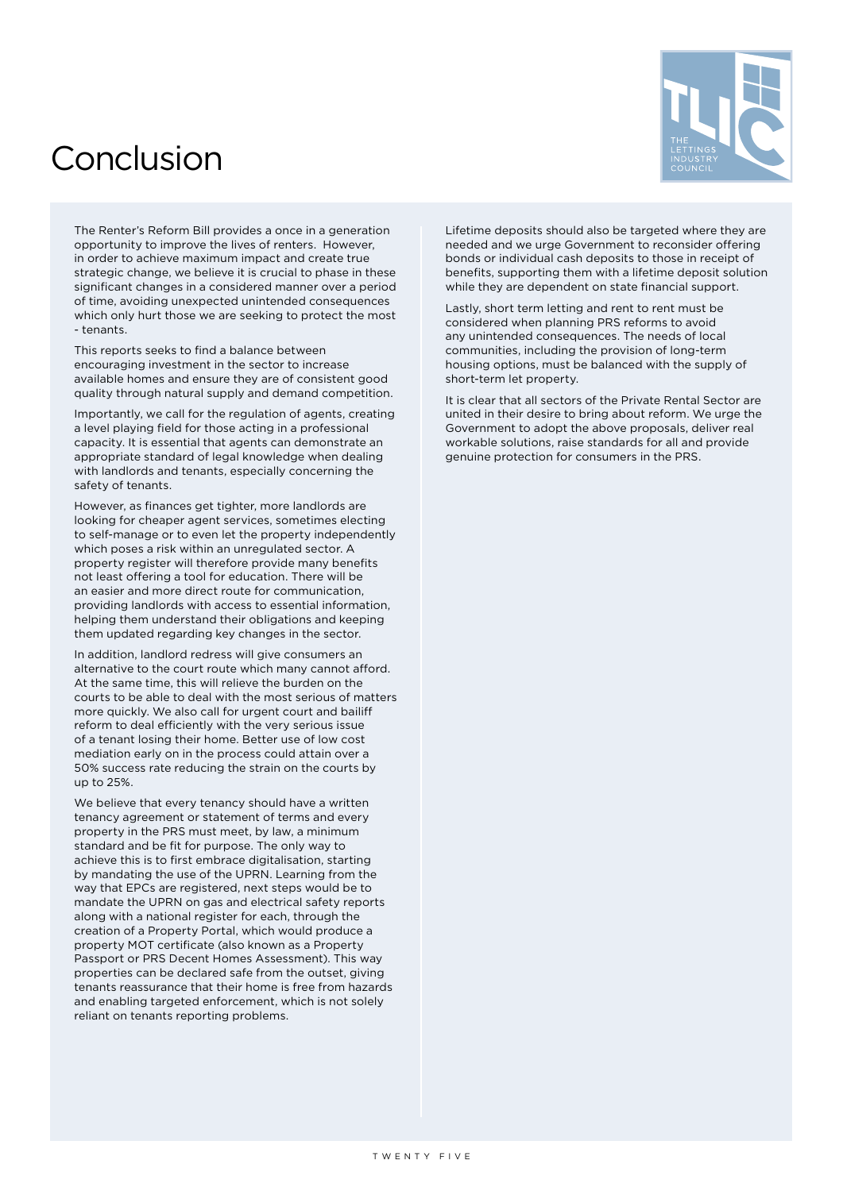# Conclusion

The Renter's Reform Bill provides a once in a generation opportunity to improve the lives of renters. However, in order to achieve maximum impact and create true strategic change, we believe it is crucial to phase in these significant changes in a considered manner over a period of time, avoiding unexpected unintended consequences which only hurt those we are seeking to protect the most - tenants.

This reports seeks to find a balance between encouraging investment in the sector to increase available homes and ensure they are of consistent good quality through natural supply and demand competition.

Importantly, we call for the regulation of agents, creating a level playing field for those acting in a professional capacity. It is essential that agents can demonstrate an appropriate standard of legal knowledge when dealing with landlords and tenants, especially concerning the safety of tenants.

However, as finances get tighter, more landlords are looking for cheaper agent services, sometimes electing to self-manage or to even let the property independently which poses a risk within an unregulated sector. A property register will therefore provide many benefits not least offering a tool for education. There will be an easier and more direct route for communication, providing landlords with access to essential information, helping them understand their obligations and keeping them updated regarding key changes in the sector.

In addition, landlord redress will give consumers an alternative to the court route which many cannot afford. At the same time, this will relieve the burden on the courts to be able to deal with the most serious of matters more quickly. We also call for urgent court and bailiff reform to deal efficiently with the very serious issue of a tenant losing their home. Better use of low cost mediation early on in the process could attain over a 50% success rate reducing the strain on the courts by up to 25%.

We believe that every tenancy should have a written tenancy agreement or statement of terms and every property in the PRS must meet, by law, a minimum standard and be fit for purpose. The only way to achieve this is to first embrace digitalisation, starting by mandating the use of the UPRN. Learning from the way that EPCs are registered, next steps would be to mandate the UPRN on gas and electrical safety reports along with a national register for each, through the creation of a Property Portal, which would produce a property MOT certificate (also known as a Property Passport or PRS Decent Homes Assessment). This way properties can be declared safe from the outset, giving tenants reassurance that their home is free from hazards and enabling targeted enforcement, which is not solely reliant on tenants reporting problems.

Lifetime deposits should also be targeted where they are needed and we urge Government to reconsider offering bonds or individual cash deposits to those in receipt of benefits, supporting them with a lifetime deposit solution while they are dependent on state financial support.

Lastly, short term letting and rent to rent must be considered when planning PRS reforms to avoid any unintended consequences. The needs of local communities, including the provision of long-term housing options, must be balanced with the supply of short-term let property.

It is clear that all sectors of the Private Rental Sector are united in their desire to bring about reform. We urge the Government to adopt the above proposals, deliver real workable solutions, raise standards for all and provide genuine protection for consumers in the PRS.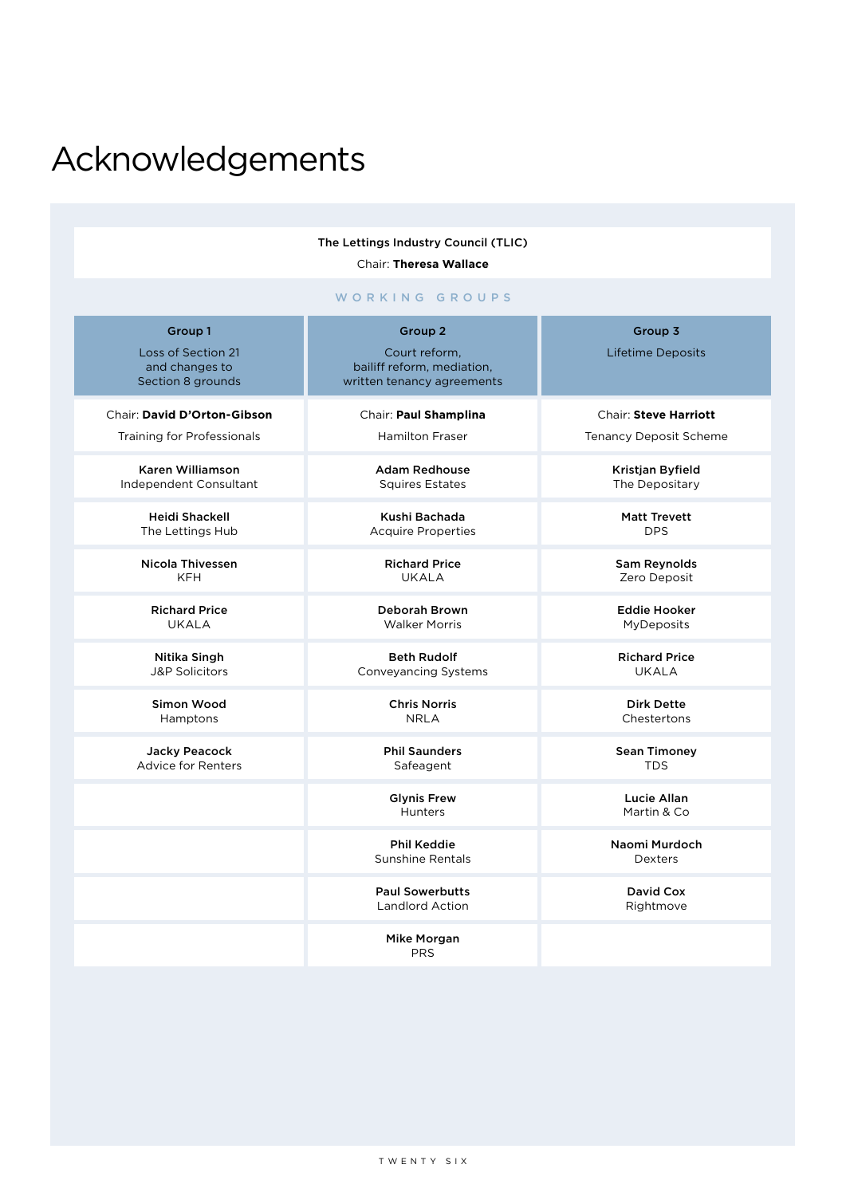# Acknowledgements

**The Lettings Industry Council (TLIC)**

Chair: **Theresa Wallace**

## WORKING GROUPS

| Group 1<br>Loss of Section 21 and changes to Section 8 grounds | Group 2<br>Court reform, bailiff reform, mediation, written tenancy agreements | Group 3<br>Lifetime Deposits |
|---|---|---|
| Chair: **David D'Orton-Gibson**<br>Training for Professionals | Chair: **Paul Shamplina**<br>Hamilton Fraser | Chair: **Steve Harriott**<br>Tenancy Deposit Scheme |
| **Karen Williamson**<br>Independent Consultant | **Adam Redhouse**<br>Squires Estates | **Kristjan Byfield**<br>The Depositary |
| **Heidi Shackell**<br>The Lettings Hub | **Kushi Bachada**<br>Acquire Properties | **Matt Trevett**<br>DPS |
| **Nicola Thivessen**<br>KFH | **Richard Price**<br>UKALA | **Sam Reynolds**<br>Zero Deposit |
| **Richard Price**<br>UKALA | **Deborah Brown**<br>Walker Morris | **Eddie Hooker**<br>MyDeposits |
| **Nitika Singh**<br>J&P Solicitors | **Beth Rudolf**<br>Conveyancing Systems | **Richard Price**<br>UKALA |
| **Simon Wood**<br>Hamptons | **Chris Norris**<br>NRLA | **Dirk Dette**<br>Chestertons |
| **Jacky Peacock**<br>Advice for Renters | **Phil Saunders**<br>Safeagent | **Sean Timoney**<br>TDS |
| | **Glynis Frew**<br>Hunters | **Lucie Allan**<br>Martin & Co |
| | **Phil Keddie**<br>Sunshine Rentals | **Naomi Murdoch**<br>Dexters |
| | **Paul Sowerbutts**<br>Landlord Action | **David Cox**<br>Rightmove |
| | **Mike Morgan**<br>PRS | |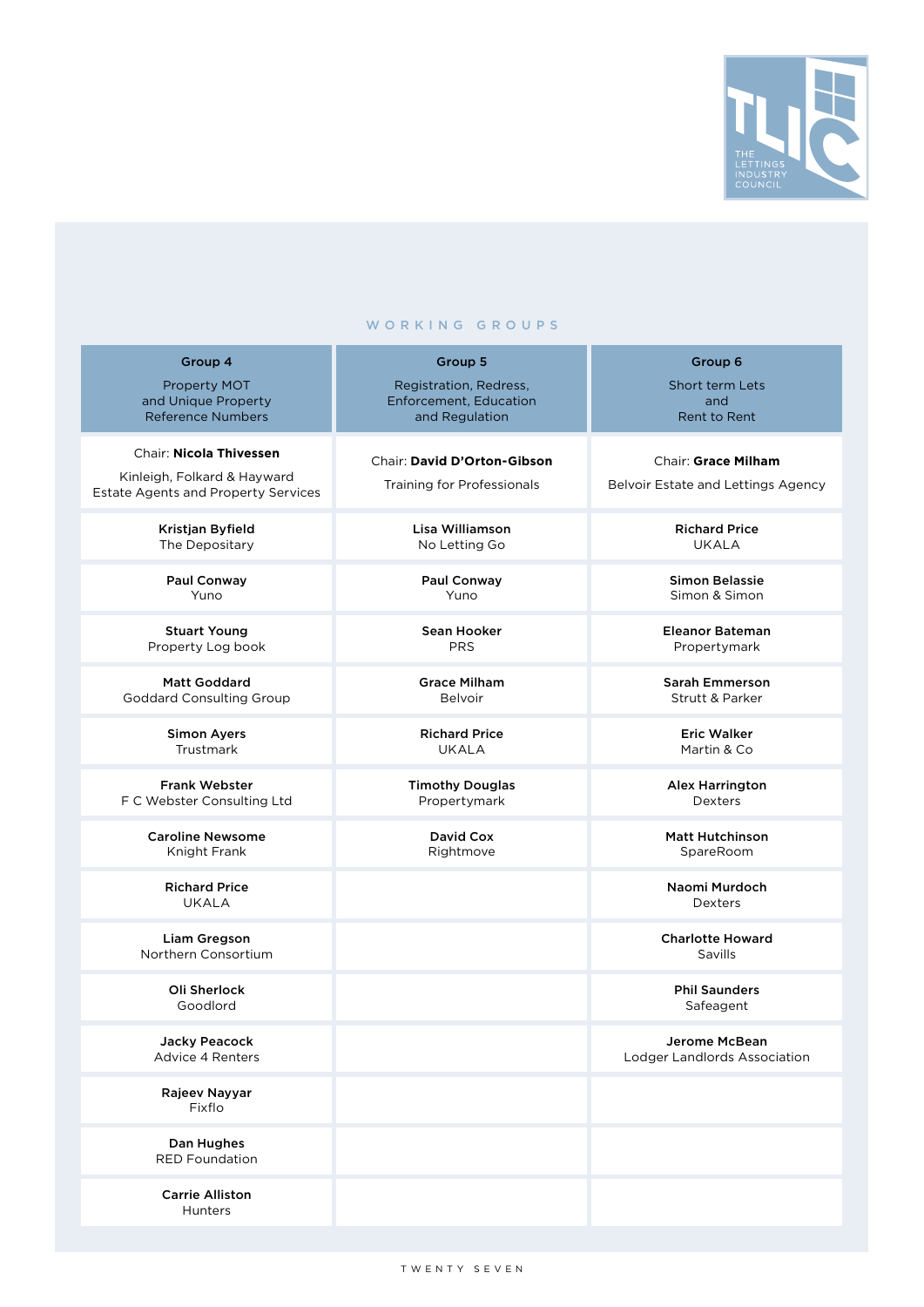## WORKING GROUPS

| Group 4<br>Property MOT and Unique Property Reference Numbers | Group 5<br>Registration, Redress, Enforcement, Education and Regulation | Group 6<br>Short term Lets and Rent to Rent |
|---|---|---|
| Chair: **Nicola Thivessen**<br>Kinleigh, Folkard & Hayward Estate Agents and Property Services | Chair: **David D'Orton-Gibson**<br>Training for Professionals | Chair: **Grace Milham**<br>Belvoir Estate and Lettings Agency |
| **Kristjan Byfield**<br>The Depositary | **Lisa Williamson**<br>No Letting Go | **Richard Price**<br>UKALA |
| **Paul Conway**<br>Yuno | **Paul Conway**<br>Yuno | **Simon Belassie**<br>Simon & Simon |
| **Stuart Young**<br>Property Log book | **Sean Hooker**<br>PRS | **Eleanor Bateman**<br>Propertymark |
| **Matt Goddard**<br>Goddard Consulting Group | **Grace Milham**<br>Belvoir | **Sarah Emmerson**<br>Strutt & Parker |
| **Simon Ayers**<br>Trustmark | **Richard Price**<br>UKALA | **Eric Walker**<br>Martin & Co |
| **Frank Webster**<br>F C Webster Consulting Ltd | **Timothy Douglas**<br>Propertymark | **Alex Harrington**<br>Dexters |
| **Caroline Newsome**<br>Knight Frank | **David Cox**<br>Rightmove | **Matt Hutchinson**<br>SpareRoom |
| **Richard Price**<br>UKALA | | **Naomi Murdoch**<br>Dexters |
| **Liam Gregson**<br>Northern Consortium | | **Charlotte Howard**<br>Savills |
| **Oli Sherlock**<br>Goodlord | | **Phil Saunders**<br>Safeagent |
| **Jacky Peacock**<br>Advice 4 Renters | | **Jerome McBean**<br>Lodger Landlords Association |
| **Rajeev Nayyar**<br>Fixflo | | |
| **Dan Hughes**<br>RED Foundation | | |
| **Carrie Alliston**<br>Hunters | | |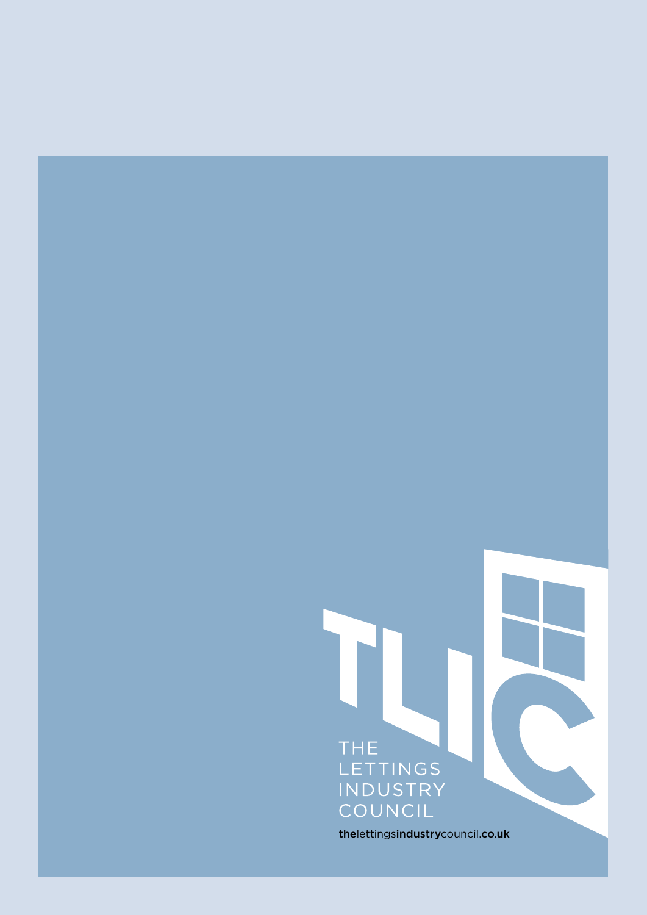THE
LETTINGS
INDUSTRY
COUNCIL

thelettingsindustrycouncil.co.uk